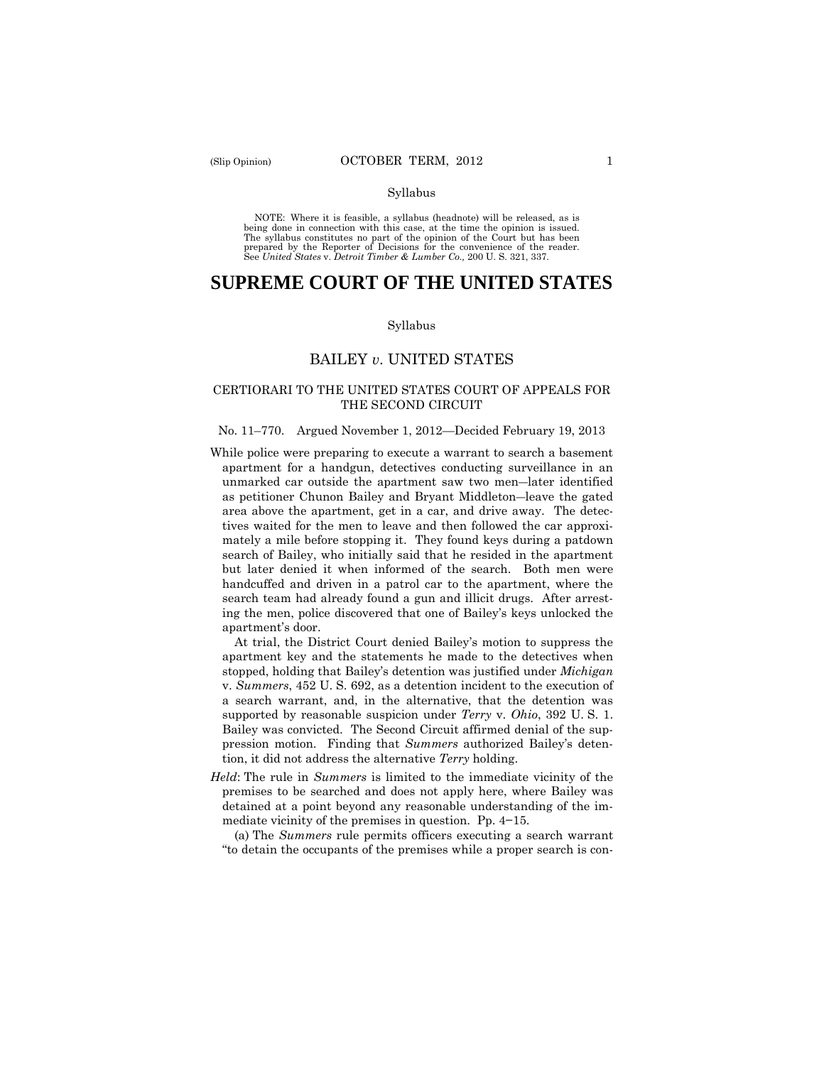Syllabus

NOTE: Where it is feasible, a syllabus (headnote) will be released, as is being done in connection with this case, at the time the opinion is issued. The syllabus constitutes no part of the opinion of the Court but has been prepared by the Reporter of Decisions for the convenience of the reader. See *United States* v. *Detroit Timber & Lumber Co.,* 200 U. S. 321, 337.

# SUPREME COURT OF THE UNITED STATES

Syllabus

## BAILEY *v*. UNITED STATES

### CERTIORARI TO THE UNITED STATES COURT OF APPEALS FOR THE SECOND CIRCUIT

No. 11–770. Argued November 1, 2012—Decided February 19, 2013

While police were preparing to execute a warrant to search a basement apartment for a handgun, detectives conducting surveillance in an unmarked car outside the apartment saw two men—later identified as petitioner Chunon Bailey and Bryant Middleton—leave the gated area above the apartment, get in a car, and drive away. The detectives waited for the men to leave and then followed the car approximately a mile before stopping it. They found keys during a patdown search of Bailey, who initially said that he resided in the apartment but later denied it when informed of the search. Both men were handcuffed and driven in a patrol car to the apartment, where the search team had already found a gun and illicit drugs. After arresting the men, police discovered that one of Bailey's keys unlocked the apartment's door.

At trial, the District Court denied Bailey's motion to suppress the apartment key and the statements he made to the detectives when stopped, holding that Bailey's detention was justified under *Michigan* v. *Summers*, 452 U. S. 692, as a detention incident to the execution of a search warrant, and, in the alternative, that the detention was supported by reasonable suspicion under *Terry* v. *Ohio*, 392 U. S. 1. Bailey was convicted. The Second Circuit affirmed denial of the suppression motion. Finding that *Summers* authorized Bailey's detention, it did not address the alternative *Terry* holding.

*Held*: The rule in *Summers* is limited to the immediate vicinity of the premises to be searched and does not apply here, where Bailey was detained at a point beyond any reasonable understanding of the immediate vicinity of the premises in question. Pp. 4–15.

(a) The *Summers* rule permits officers executing a search warrant "to detain the occupants of the premises while a proper search is con-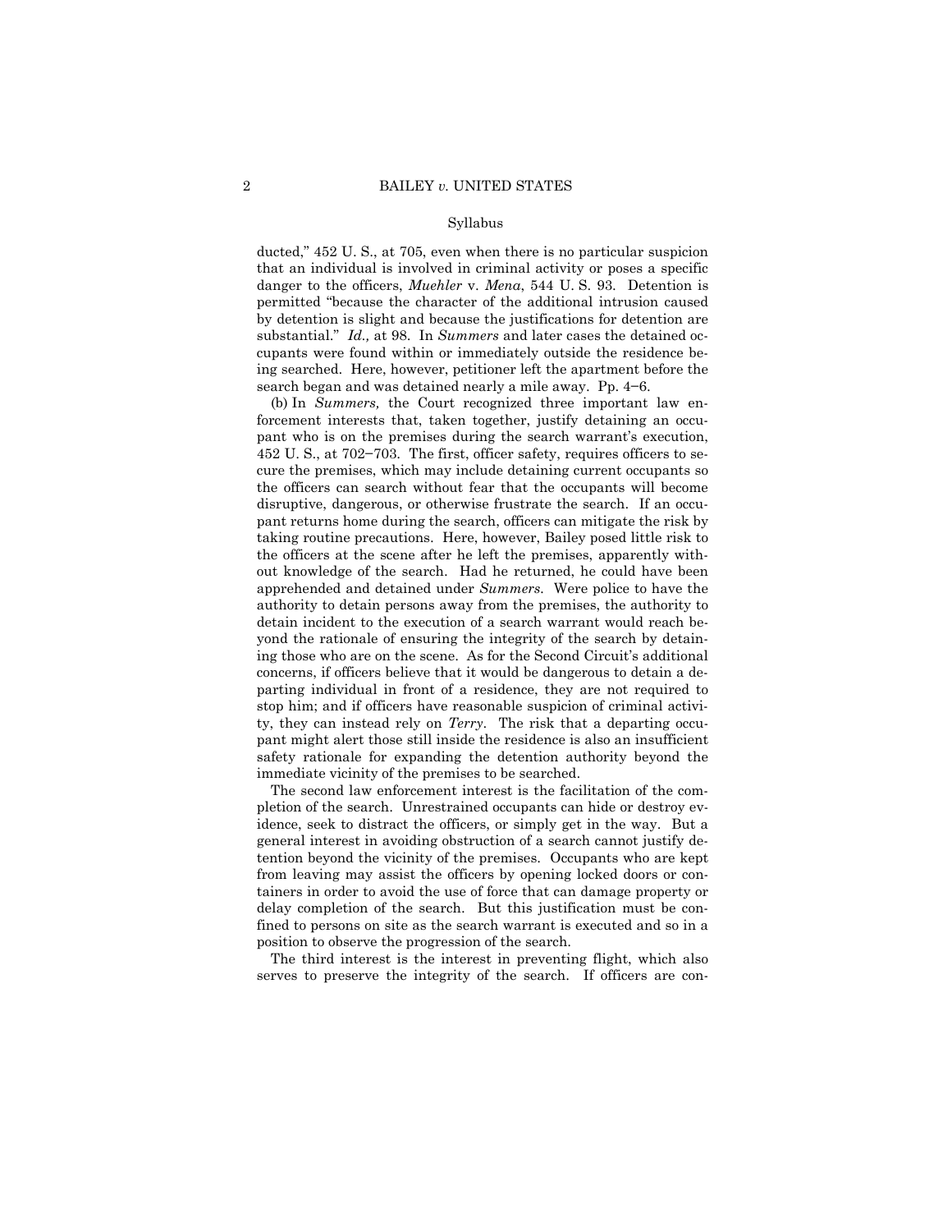ducted," 452 U. S., at 705, even when there is no particular suspicion that an individual is involved in criminal activity or poses a specific danger to the officers, *Muehler* v. *Mena*, 544 U. S. 93. Detention is permitted "because the character of the additional intrusion caused by detention is slight and because the justifications for detention are substantial." *Id.,* at 98. In *Summers* and later cases the detained occupants were found within or immediately outside the residence being searched. Here, however, petitioner left the apartment before the search began and was detained nearly a mile away. Pp. 4–6.

(b) In *Summers,* the Court recognized three important law enforcement interests that, taken together, justify detaining an occupant who is on the premises during the search warrant's execution, 452 U. S., at 702–703. The first, officer safety, requires officers to secure the premises, which may include detaining current occupants so the officers can search without fear that the occupants will become disruptive, dangerous, or otherwise frustrate the search. If an occupant returns home during the search, officers can mitigate the risk by taking routine precautions. Here, however, Bailey posed little risk to the officers at the scene after he left the premises, apparently without knowledge of the search. Had he returned, he could have been apprehended and detained under *Summers.* Were police to have the authority to detain persons away from the premises, the authority to detain incident to the execution of a search warrant would reach beyond the rationale of ensuring the integrity of the search by detaining those who are on the scene. As for the Second Circuit's additional concerns, if officers believe that it would be dangerous to detain a departing individual in front of a residence, they are not required to stop him; and if officers have reasonable suspicion of criminal activity, they can instead rely on *Terry*. The risk that a departing occupant might alert those still inside the residence is also an insufficient safety rationale for expanding the detention authority beyond the immediate vicinity of the premises to be searched.

The second law enforcement interest is the facilitation of the completion of the search. Unrestrained occupants can hide or destroy evidence, seek to distract the officers, or simply get in the way. But a general interest in avoiding obstruction of a search cannot justify detention beyond the vicinity of the premises. Occupants who are kept from leaving may assist the officers by opening locked doors or containers in order to avoid the use of force that can damage property or delay completion of the search. But this justification must be confined to persons on site as the search warrant is executed and so in a position to observe the progression of the search.

The third interest is the interest in preventing flight, which also serves to preserve the integrity of the search. If officers are con-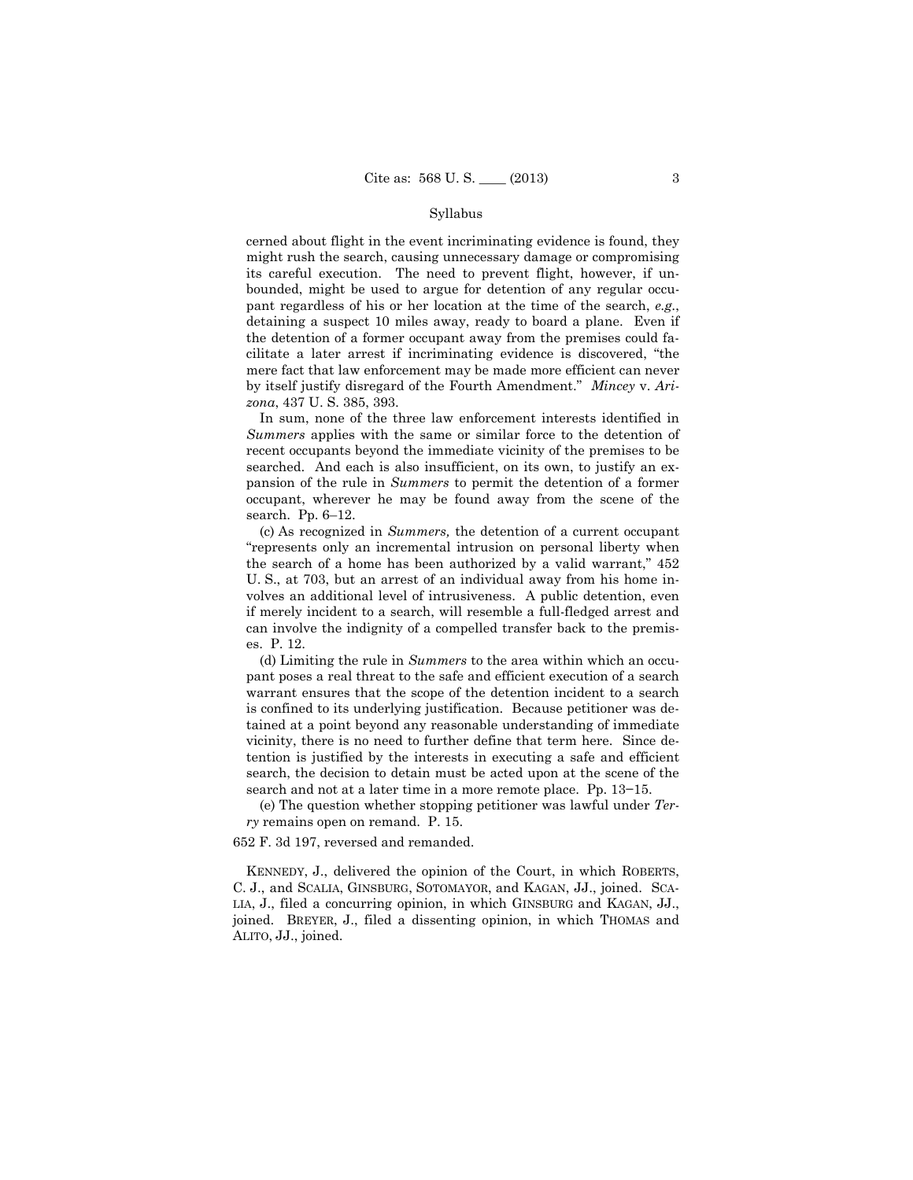cerned about flight in the event incriminating evidence is found, they might rush the search, causing unnecessary damage or compromising its careful execution. The need to prevent flight, however, if unbounded, might be used to argue for detention of any regular occupant regardless of his or her location at the time of the search, *e.g.*, detaining a suspect 10 miles away, ready to board a plane. Even if the detention of a former occupant away from the premises could facilitate a later arrest if incriminating evidence is discovered, "the mere fact that law enforcement may be made more efficient can never by itself justify disregard of the Fourth Amendment." *Mincey* v. *Arizona*, 437 U. S. 385, 393.

In sum, none of the three law enforcement interests identified in *Summers* applies with the same or similar force to the detention of recent occupants beyond the immediate vicinity of the premises to be searched. And each is also insufficient, on its own, to justify an expansion of the rule in *Summers* to permit the detention of a former occupant, wherever he may be found away from the scene of the search. Pp. 6–12.

(c) As recognized in *Summers,* the detention of a current occupant "represents only an incremental intrusion on personal liberty when the search of a home has been authorized by a valid warrant," 452 U. S., at 703, but an arrest of an individual away from his home involves an additional level of intrusiveness. A public detention, even if merely incident to a search, will resemble a full-fledged arrest and can involve the indignity of a compelled transfer back to the premises. P. 12.

(d) Limiting the rule in *Summers* to the area within which an occupant poses a real threat to the safe and efficient execution of a search warrant ensures that the scope of the detention incident to a search is confined to its underlying justification. Because petitioner was detained at a point beyond any reasonable understanding of immediate vicinity, there is no need to further define that term here. Since detention is justified by the interests in executing a safe and efficient search, the decision to detain must be acted upon at the scene of the search and not at a later time in a more remote place. Pp. 13–15.

(e) The question whether stopping petitioner was lawful under *Terry* remains open on remand. P. 15.

652 F. 3d 197, reversed and remanded.

KENNEDY, J., delivered the opinion of the Court, in which ROBERTS, C. J., and SCALIA, GINSBURG, SOTOMAYOR, and KAGAN, JJ., joined. SCALIA, J., filed a concurring opinion, in which GINSBURG and KAGAN, JJ., joined. BREYER, J., filed a dissenting opinion, in which THOMAS and ALITO, JJ., joined.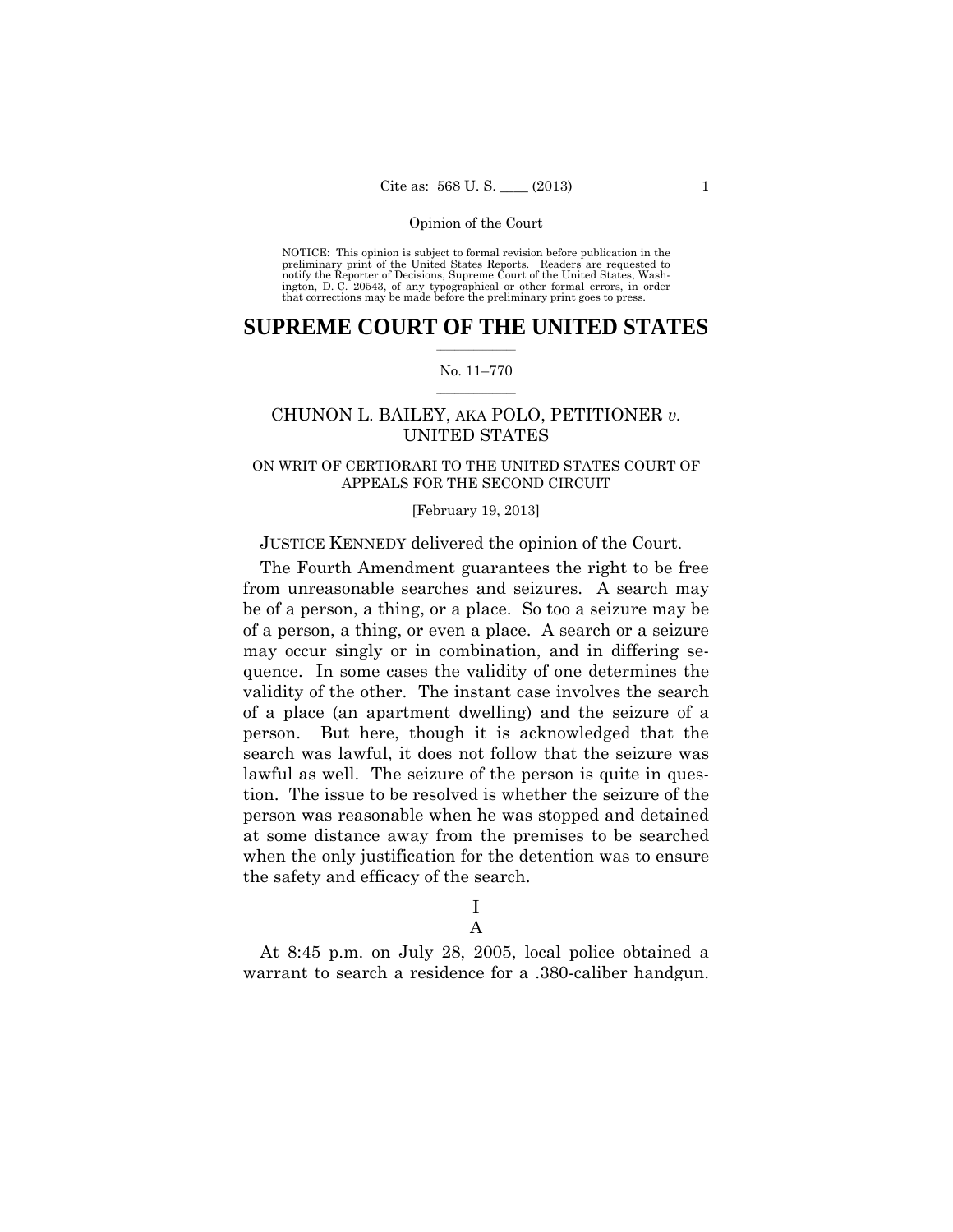NOTICE: This opinion is subject to formal revision before publication in the preliminary print of the United States Reports. Readers are requested to notify the Reporter of Decisions, Supreme Court of the United States, Washington, D. C. 20543, of any typographical or other formal errors, in order that corrections may be made before the preliminary print goes to press.

# SUPREME COURT OF THE UNITED STATES

No. 11–770

## CHUNON L. BAILEY, AKA POLO, PETITIONER *v.* UNITED STATES

ON WRIT OF CERTIORARI TO THE UNITED STATES COURT OF APPEALS FOR THE SECOND CIRCUIT

[February 19, 2013]

JUSTICE KENNEDY delivered the opinion of the Court.

The Fourth Amendment guarantees the right to be free from unreasonable searches and seizures. A search may be of a person, a thing, or a place. So too a seizure may be of a person, a thing, or even a place. A search or a seizure may occur singly or in combination, and in differing sequence. In some cases the validity of one determines the validity of the other. The instant case involves the search of a place (an apartment dwelling) and the seizure of a person. But here, though it is acknowledged that the search was lawful, it does not follow that the seizure was lawful as well. The seizure of the person is quite in question. The issue to be resolved is whether the seizure of the person was reasonable when he was stopped and detained at some distance away from the premises to be searched when the only justification for the detention was to ensure the safety and efficacy of the search.

## I

### A

At 8:45 p.m. on July 28, 2005, local police obtained a warrant to search a residence for a .380-caliber handgun.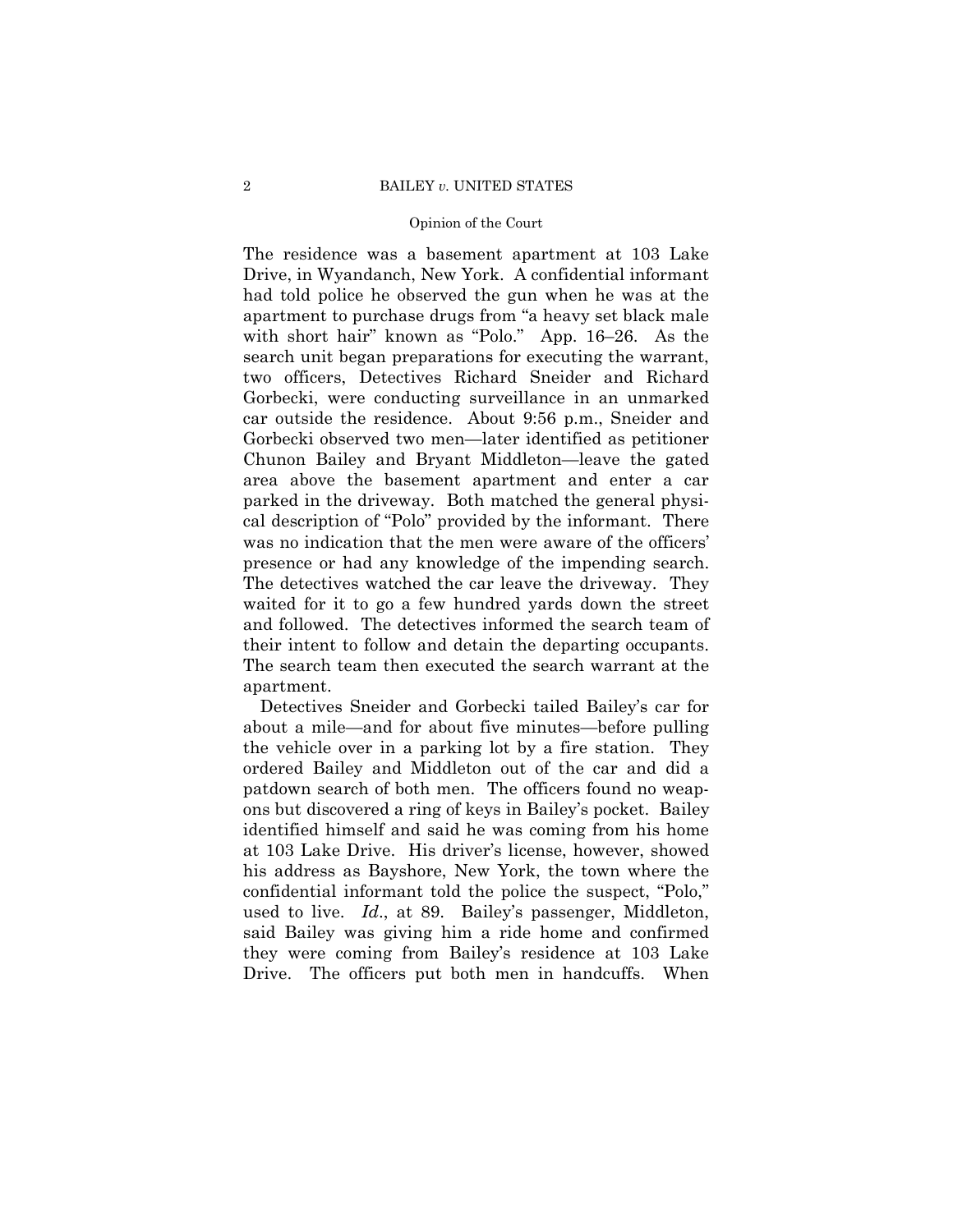The residence was a basement apartment at 103 Lake Drive, in Wyandanch, New York. A confidential informant had told police he observed the gun when he was at the apartment to purchase drugs from "a heavy set black male with short hair" known as "Polo." App. 16–26. As the search unit began preparations for executing the warrant, two officers, Detectives Richard Sneider and Richard Gorbecki, were conducting surveillance in an unmarked car outside the residence. About 9:56 p.m., Sneider and Gorbecki observed two men—later identified as petitioner Chunon Bailey and Bryant Middleton—leave the gated area above the basement apartment and enter a car parked in the driveway. Both matched the general physical description of "Polo" provided by the informant. There was no indication that the men were aware of the officers' presence or had any knowledge of the impending search. The detectives watched the car leave the driveway. They waited for it to go a few hundred yards down the street and followed. The detectives informed the search team of their intent to follow and detain the departing occupants. The search team then executed the search warrant at the apartment.

Detectives Sneider and Gorbecki tailed Bailey's car for about a mile—and for about five minutes—before pulling the vehicle over in a parking lot by a fire station. They ordered Bailey and Middleton out of the car and did a patdown search of both men. The officers found no weapons but discovered a ring of keys in Bailey's pocket. Bailey identified himself and said he was coming from his home at 103 Lake Drive. His driver's license, however, showed his address as Bayshore, New York, the town where the confidential informant told the police the suspect, "Polo," used to live. *Id.*, at 89. Bailey's passenger, Middleton, said Bailey was giving him a ride home and confirmed they were coming from Bailey's residence at 103 Lake Drive. The officers put both men in handcuffs. When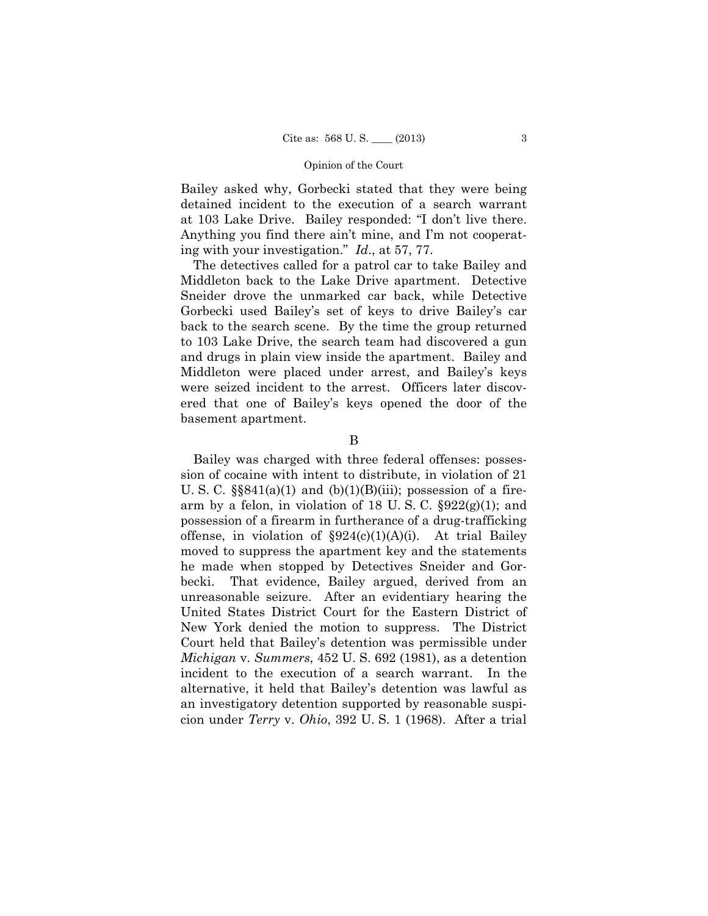Bailey asked why, Gorbecki stated that they were being detained incident to the execution of a search warrant at 103 Lake Drive. Bailey responded: "I don't live there. Anything you find there ain't mine, and I'm not cooperating with your investigation." *Id*., at 57, 77.

The detectives called for a patrol car to take Bailey and Middleton back to the Lake Drive apartment. Detective Sneider drove the unmarked car back, while Detective Gorbecki used Bailey's set of keys to drive Bailey's car back to the search scene. By the time the group returned to 103 Lake Drive, the search team had discovered a gun and drugs in plain view inside the apartment. Bailey and Middleton were placed under arrest, and Bailey's keys were seized incident to the arrest. Officers later discovered that one of Bailey's keys opened the door of the basement apartment.

B

Bailey was charged with three federal offenses: possession of cocaine with intent to distribute, in violation of 21 U. S. C. §§841(a)(1) and (b)(1)(B)(iii); possession of a firearm by a felon, in violation of 18 U. S. C. §922(g)(1); and possession of a firearm in furtherance of a drug-trafficking offense, in violation of §924(c)(1)(A)(i). At trial Bailey moved to suppress the apartment key and the statements he made when stopped by Detectives Sneider and Gorbecki. That evidence, Bailey argued, derived from an unreasonable seizure. After an evidentiary hearing the United States District Court for the Eastern District of New York denied the motion to suppress. The District Court held that Bailey's detention was permissible under *Michigan* v. *Summers*, 452 U. S. 692 (1981), as a detention incident to the execution of a search warrant. In the alternative, it held that Bailey's detention was lawful as an investigatory detention supported by reasonable suspicion under *Terry* v. *Ohio*, 392 U. S. 1 (1968). After a trial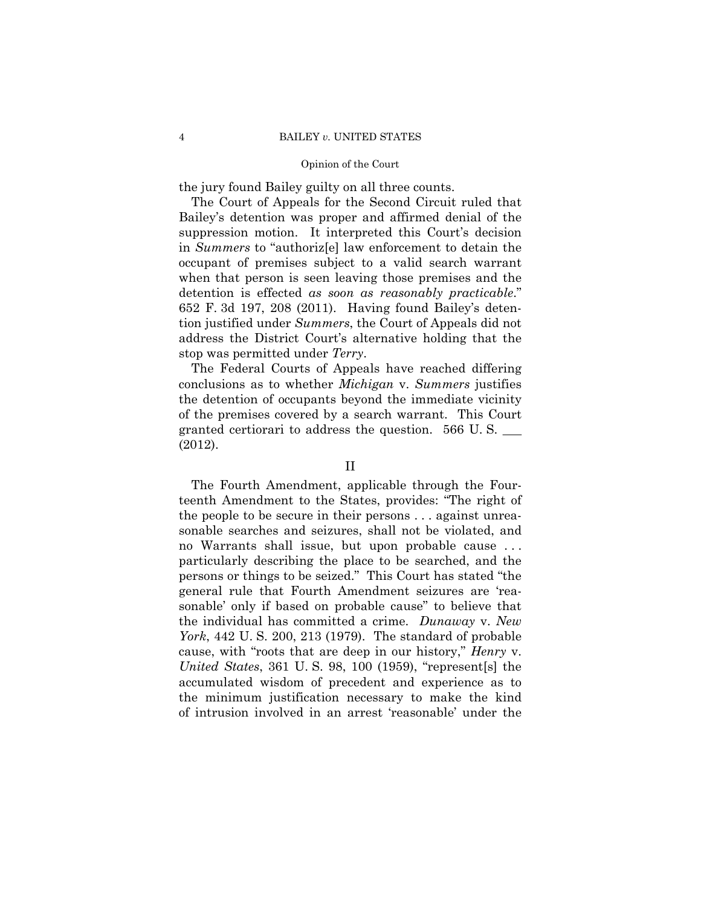the jury found Bailey guilty on all three counts.

The Court of Appeals for the Second Circuit ruled that Bailey's detention was proper and affirmed denial of the suppression motion. It interpreted this Court's decision in *Summers* to "authoriz[e] law enforcement to detain the occupant of premises subject to a valid search warrant when that person is seen leaving those premises and the detention is effected *as soon as reasonably practicable*." 652 F. 3d 197, 208 (2011). Having found Bailey's detention justified under *Summers*, the Court of Appeals did not address the District Court's alternative holding that the stop was permitted under *Terry*.

The Federal Courts of Appeals have reached differing conclusions as to whether *Michigan* v. *Summers* justifies the detention of occupants beyond the immediate vicinity of the premises covered by a search warrant. This Court granted certiorari to address the question. 566 U. S. ___ (2012).

## II

The Fourth Amendment, applicable through the Fourteenth Amendment to the States, provides: "The right of the people to be secure in their persons . . . against unreasonable searches and seizures, shall not be violated, and no Warrants shall issue, but upon probable cause . . . particularly describing the place to be searched, and the persons or things to be seized." This Court has stated "the general rule that Fourth Amendment seizures are 'reasonable' only if based on probable cause" to believe that the individual has committed a crime. *Dunaway* v. *New York*, 442 U. S. 200, 213 (1979). The standard of probable cause, with "roots that are deep in our history," *Henry* v. *United States*, 361 U. S. 98, 100 (1959), "represent[s] the accumulated wisdom of precedent and experience as to the minimum justification necessary to make the kind of intrusion involved in an arrest 'reasonable' under the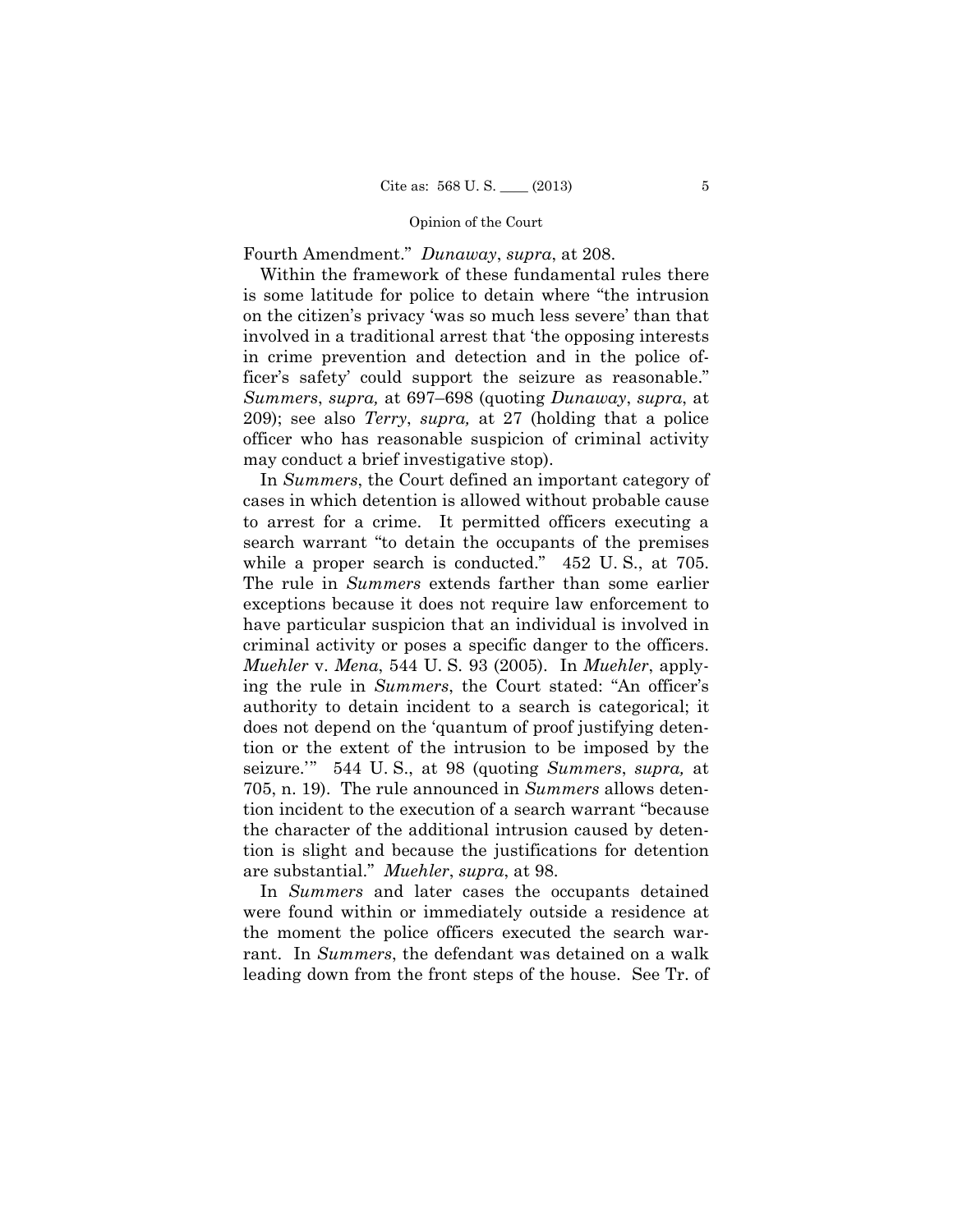Fourth Amendment." *Dunaway*, *supra*, at 208.

Within the framework of these fundamental rules there is some latitude for police to detain where "the intrusion on the citizen's privacy 'was so much less severe' than that involved in a traditional arrest that 'the opposing interests in crime prevention and detection and in the police officer's safety' could support the seizure as reasonable." *Summers*, *supra,* at 697–698 (quoting *Dunaway*, *supra*, at 209); see also *Terry*, *supra,* at 27 (holding that a police officer who has reasonable suspicion of criminal activity may conduct a brief investigative stop).

In *Summers*, the Court defined an important category of cases in which detention is allowed without probable cause to arrest for a crime. It permitted officers executing a search warrant "to detain the occupants of the premises while a proper search is conducted." 452 U. S., at 705. The rule in *Summers* extends farther than some earlier exceptions because it does not require law enforcement to have particular suspicion that an individual is involved in criminal activity or poses a specific danger to the officers. *Muehler* v. *Mena*, 544 U. S. 93 (2005). In *Muehler*, applying the rule in *Summers*, the Court stated: "An officer's authority to detain incident to a search is categorical; it does not depend on the 'quantum of proof justifying detention or the extent of the intrusion to be imposed by the seizure.'" 544 U. S., at 98 (quoting *Summers*, *supra,* at 705, n. 19). The rule announced in *Summers* allows detention incident to the execution of a search warrant "because the character of the additional intrusion caused by detention is slight and because the justifications for detention are substantial." *Muehler*, *supra*, at 98.

In *Summers* and later cases the occupants detained were found within or immediately outside a residence at the moment the police officers executed the search warrant. In *Summers*, the defendant was detained on a walk leading down from the front steps of the house. See Tr. of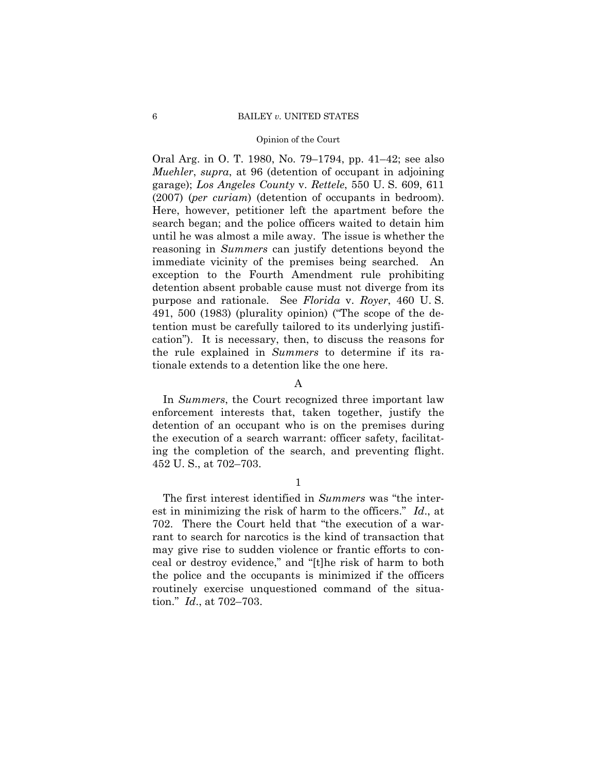Oral Arg. in O. T. 1980, No. 79–1794, pp. 41–42; see also *Muehler*, *supra*, at 96 (detention of occupant in adjoining garage); *Los Angeles County* v. *Rettele*, 550 U. S. 609, 611 (2007) (*per curiam*) (detention of occupants in bedroom). Here, however, petitioner left the apartment before the search began; and the police officers waited to detain him until he was almost a mile away. The issue is whether the reasoning in *Summers* can justify detentions beyond the immediate vicinity of the premises being searched. An exception to the Fourth Amendment rule prohibiting detention absent probable cause must not diverge from its purpose and rationale. See *Florida* v. *Royer*, 460 U. S. 491, 500 (1983) (plurality opinion) ("The scope of the detention must be carefully tailored to its underlying justification"). It is necessary, then, to discuss the reasons for the rule explained in *Summers* to determine if its rationale extends to a detention like the one here.

### A

In *Summers*, the Court recognized three important law enforcement interests that, taken together, justify the detention of an occupant who is on the premises during the execution of a search warrant: officer safety, facilitating the completion of the search, and preventing flight. 452 U. S., at 702–703.

#### 1

The first interest identified in *Summers* was "the interest in minimizing the risk of harm to the officers." *Id*., at 702. There the Court held that "the execution of a warrant to search for narcotics is the kind of transaction that may give rise to sudden violence or frantic efforts to conceal or destroy evidence," and "[t]he risk of harm to both the police and the occupants is minimized if the officers routinely exercise unquestioned command of the situation." *Id*., at 702–703.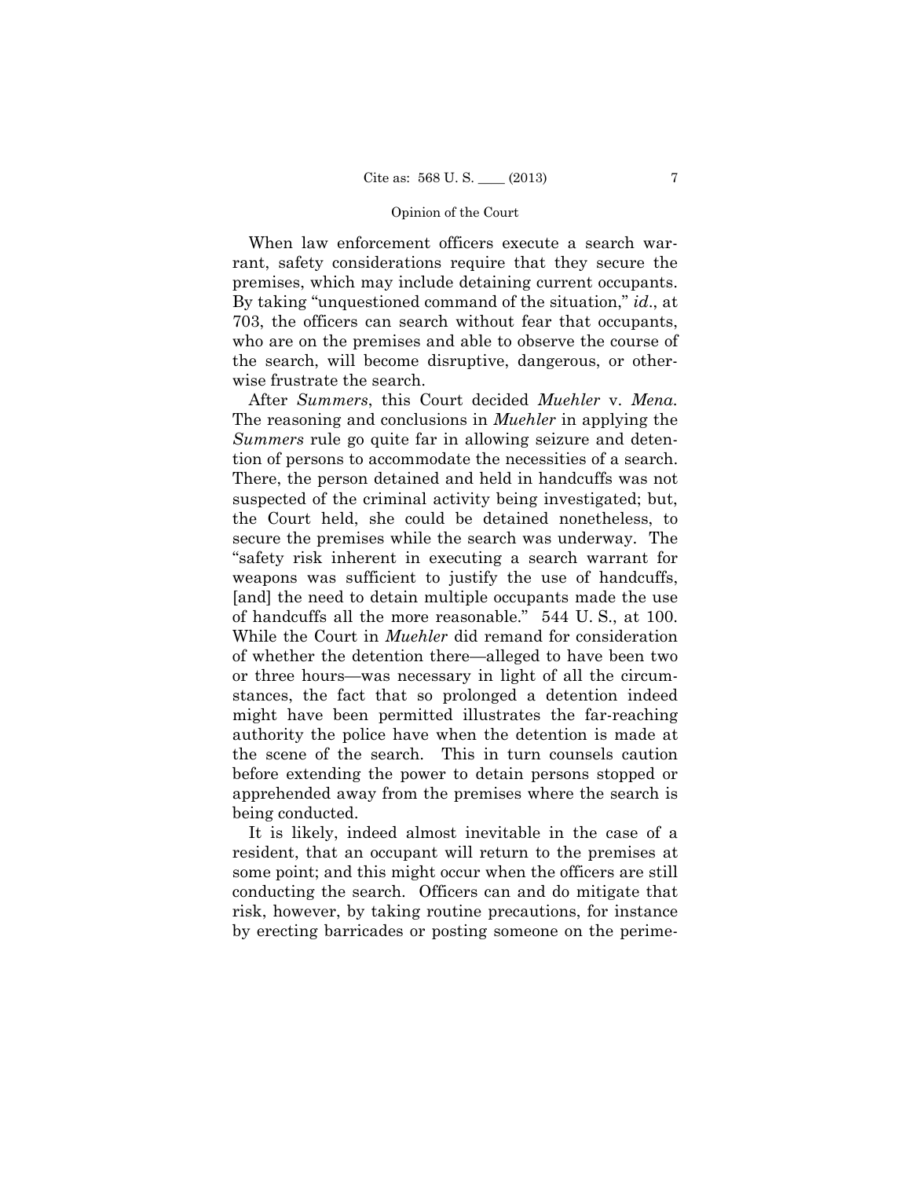When law enforcement officers execute a search warrant, safety considerations require that they secure the premises, which may include detaining current occupants. By taking "unquestioned command of the situation," *id*., at 703, the officers can search without fear that occupants, who are on the premises and able to observe the course of the search, will become disruptive, dangerous, or otherwise frustrate the search.

After *Summers*, this Court decided *Muehler* v. *Mena*. The reasoning and conclusions in *Muehler* in applying the *Summers* rule go quite far in allowing seizure and detention of persons to accommodate the necessities of a search. There, the person detained and held in handcuffs was not suspected of the criminal activity being investigated; but, the Court held, she could be detained nonetheless, to secure the premises while the search was underway. The "safety risk inherent in executing a search warrant for weapons was sufficient to justify the use of handcuffs, [and] the need to detain multiple occupants made the use of handcuffs all the more reasonable." 544 U. S., at 100. While the Court in *Muehler* did remand for consideration of whether the detention there—alleged to have been two or three hours—was necessary in light of all the circumstances, the fact that so prolonged a detention indeed might have been permitted illustrates the far-reaching authority the police have when the detention is made at the scene of the search. This in turn counsels caution before extending the power to detain persons stopped or apprehended away from the premises where the search is being conducted.

It is likely, indeed almost inevitable in the case of a resident, that an occupant will return to the premises at some point; and this might occur when the officers are still conducting the search. Officers can and do mitigate that risk, however, by taking routine precautions, for instance by erecting barricades or posting someone on the perime-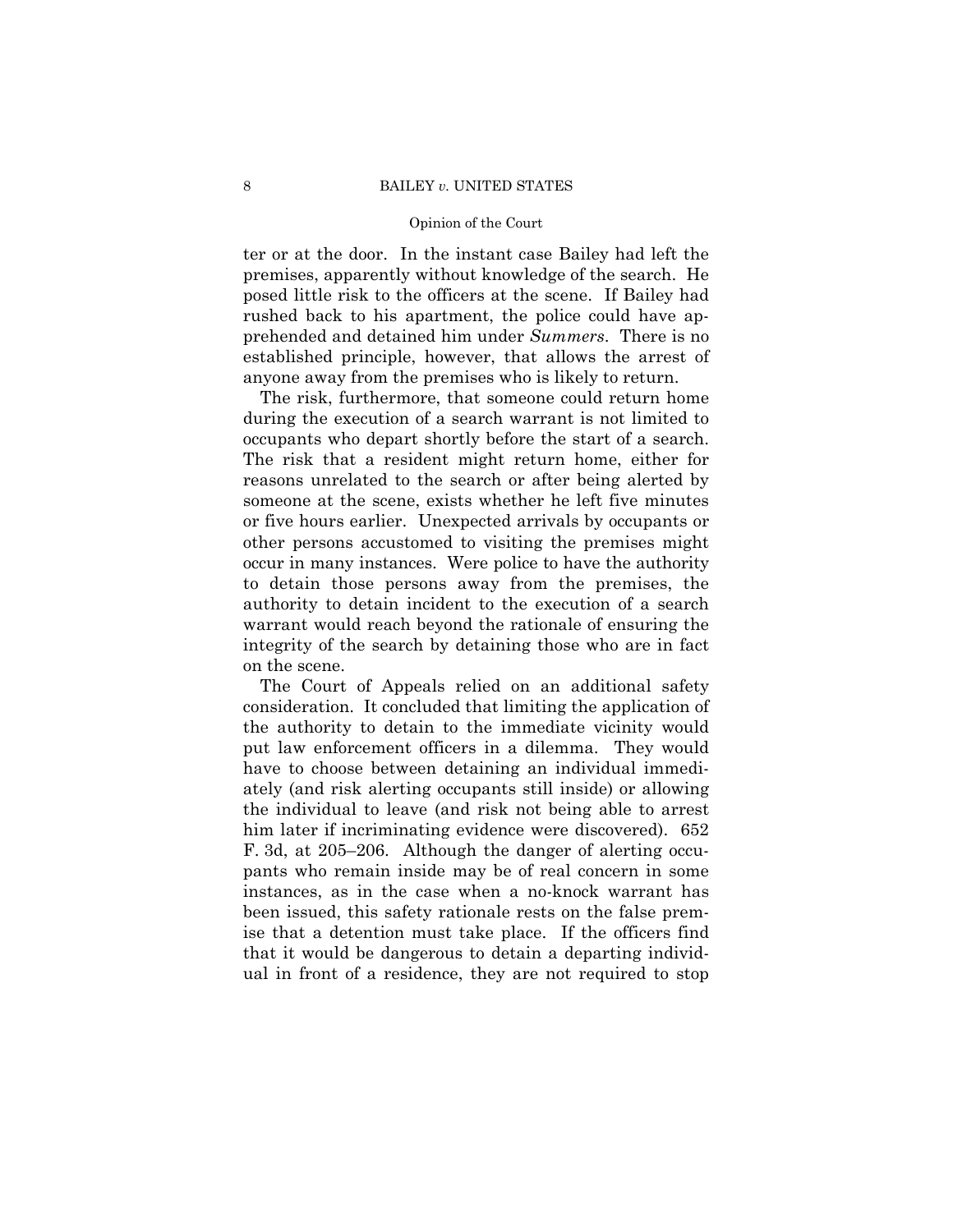ter or at the door. In the instant case Bailey had left the premises, apparently without knowledge of the search. He posed little risk to the officers at the scene. If Bailey had rushed back to his apartment, the police could have apprehended and detained him under *Summers*. There is no established principle, however, that allows the arrest of anyone away from the premises who is likely to return.

The risk, furthermore, that someone could return home during the execution of a search warrant is not limited to occupants who depart shortly before the start of a search. The risk that a resident might return home, either for reasons unrelated to the search or after being alerted by someone at the scene, exists whether he left five minutes or five hours earlier. Unexpected arrivals by occupants or other persons accustomed to visiting the premises might occur in many instances. Were police to have the authority to detain those persons away from the premises, the authority to detain incident to the execution of a search warrant would reach beyond the rationale of ensuring the integrity of the search by detaining those who are in fact on the scene.

The Court of Appeals relied on an additional safety consideration. It concluded that limiting the application of the authority to detain to the immediate vicinity would put law enforcement officers in a dilemma. They would have to choose between detaining an individual immediately (and risk alerting occupants still inside) or allowing the individual to leave (and risk not being able to arrest him later if incriminating evidence were discovered). 652 F. 3d, at 205–206. Although the danger of alerting occupants who remain inside may be of real concern in some instances, as in the case when a no-knock warrant has been issued, this safety rationale rests on the false premise that a detention must take place. If the officers find that it would be dangerous to detain a departing individual in front of a residence, they are not required to stop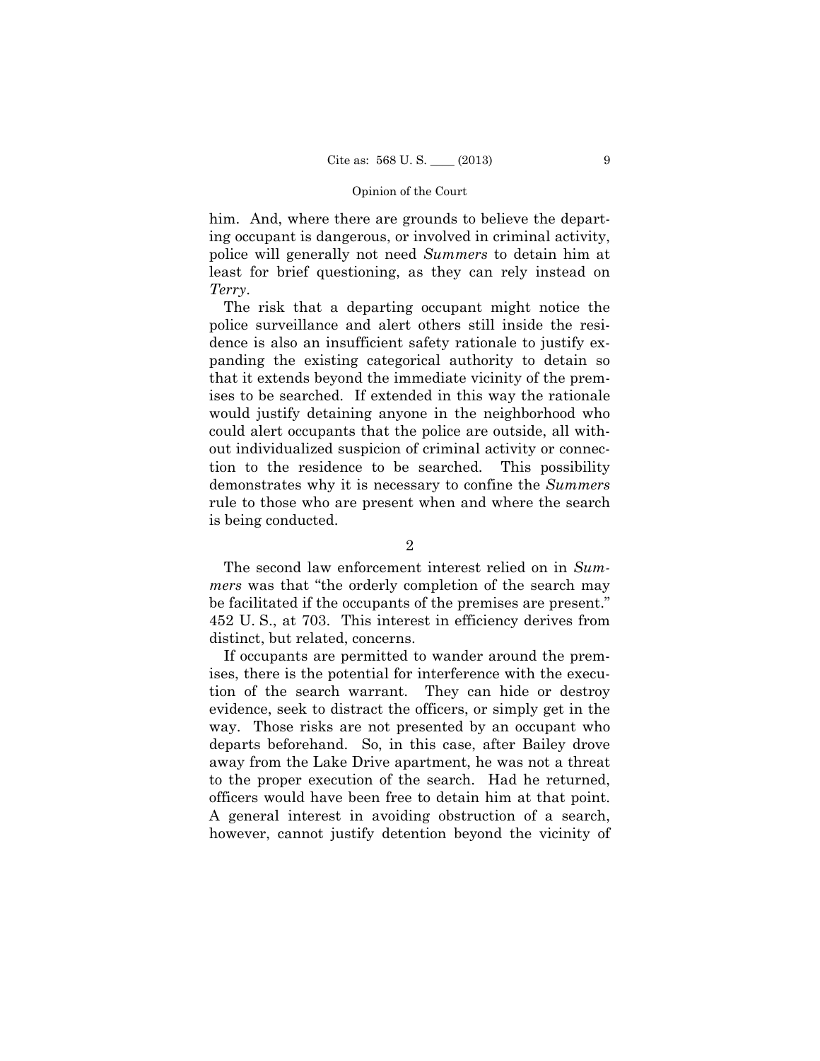him. And, where there are grounds to believe the departing occupant is dangerous, or involved in criminal activity, police will generally not need *Summers* to detain him at least for brief questioning, as they can rely instead on *Terry*.

The risk that a departing occupant might notice the police surveillance and alert others still inside the residence is also an insufficient safety rationale to justify expanding the existing categorical authority to detain so that it extends beyond the immediate vicinity of the premises to be searched. If extended in this way the rationale would justify detaining anyone in the neighborhood who could alert occupants that the police are outside, all without individualized suspicion of criminal activity or connection to the residence to be searched. This possibility demonstrates why it is necessary to confine the *Summers* rule to those who are present when and where the search is being conducted.

2

The second law enforcement interest relied on in *Summers* was that "the orderly completion of the search may be facilitated if the occupants of the premises are present." 452 U. S., at 703. This interest in efficiency derives from distinct, but related, concerns.

If occupants are permitted to wander around the premises, there is the potential for interference with the execution of the search warrant. They can hide or destroy evidence, seek to distract the officers, or simply get in the way. Those risks are not presented by an occupant who departs beforehand. So, in this case, after Bailey drove away from the Lake Drive apartment, he was not a threat to the proper execution of the search. Had he returned, officers would have been free to detain him at that point. A general interest in avoiding obstruction of a search, however, cannot justify detention beyond the vicinity of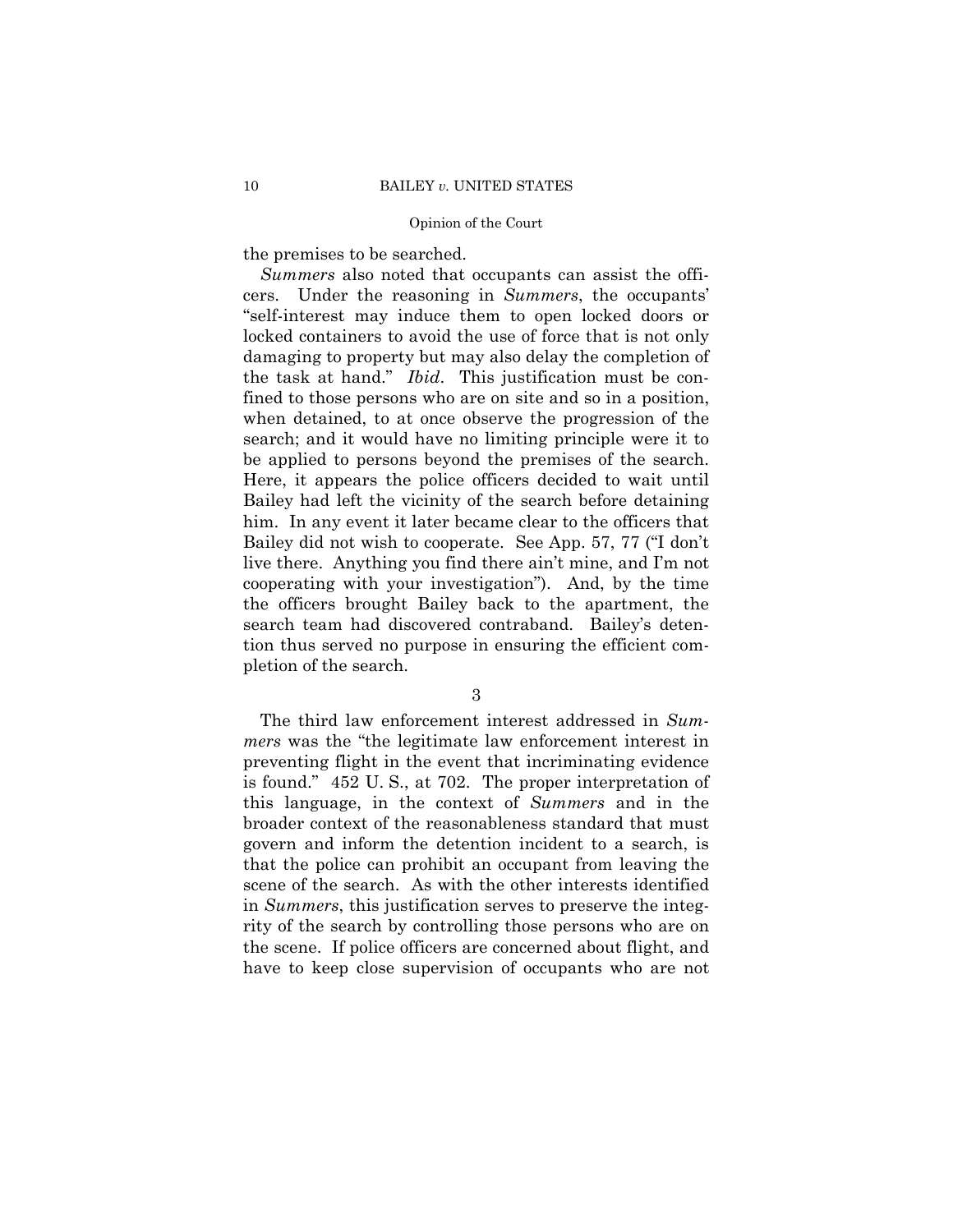the premises to be searched.

*Summers* also noted that occupants can assist the officers. Under the reasoning in *Summers*, the occupants' "self-interest may induce them to open locked doors or locked containers to avoid the use of force that is not only damaging to property but may also delay the completion of the task at hand." *Ibid*. This justification must be confined to those persons who are on site and so in a position, when detained, to at once observe the progression of the search; and it would have no limiting principle were it to be applied to persons beyond the premises of the search. Here, it appears the police officers decided to wait until Bailey had left the vicinity of the search before detaining him. In any event it later became clear to the officers that Bailey did not wish to cooperate. See App. 57, 77 ("I don't live there. Anything you find there ain't mine, and I'm not cooperating with your investigation"). And, by the time the officers brought Bailey back to the apartment, the search team had discovered contraband. Bailey's detention thus served no purpose in ensuring the efficient completion of the search.

3

The third law enforcement interest addressed in *Summers* was the "the legitimate law enforcement interest in preventing flight in the event that incriminating evidence is found." 452 U. S., at 702. The proper interpretation of this language, in the context of *Summers* and in the broader context of the reasonableness standard that must govern and inform the detention incident to a search, is that the police can prohibit an occupant from leaving the scene of the search. As with the other interests identified in *Summers*, this justification serves to preserve the integrity of the search by controlling those persons who are on the scene. If police officers are concerned about flight, and have to keep close supervision of occupants who are not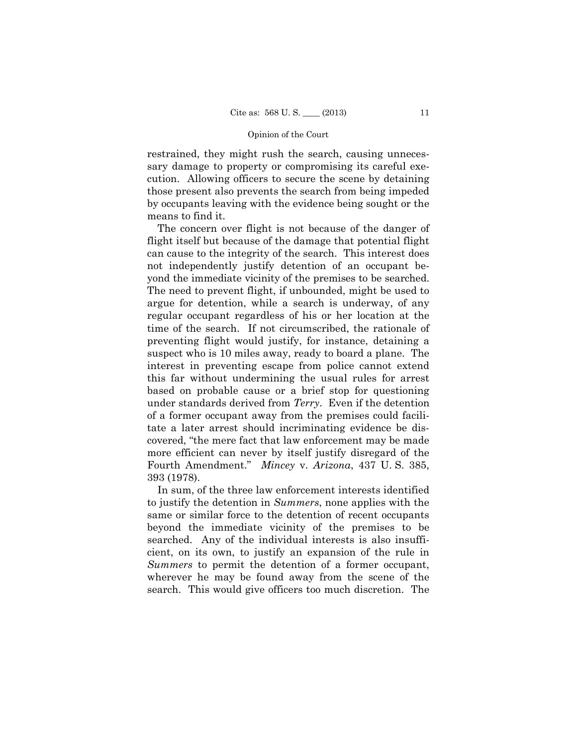restrained, they might rush the search, causing unnecessary damage to property or compromising its careful execution. Allowing officers to secure the scene by detaining those present also prevents the search from being impeded by occupants leaving with the evidence being sought or the means to find it.

The concern over flight is not because of the danger of flight itself but because of the damage that potential flight can cause to the integrity of the search. This interest does not independently justify detention of an occupant beyond the immediate vicinity of the premises to be searched. The need to prevent flight, if unbounded, might be used to argue for detention, while a search is underway, of any regular occupant regardless of his or her location at the time of the search. If not circumscribed, the rationale of preventing flight would justify, for instance, detaining a suspect who is 10 miles away, ready to board a plane. The interest in preventing escape from police cannot extend this far without undermining the usual rules for arrest based on probable cause or a brief stop for questioning under standards derived from *Terry*. Even if the detention of a former occupant away from the premises could facilitate a later arrest should incriminating evidence be discovered, "the mere fact that law enforcement may be made more efficient can never by itself justify disregard of the Fourth Amendment." *Mincey* v. *Arizona*, 437 U. S. 385, 393 (1978).

In sum, of the three law enforcement interests identified to justify the detention in *Summers*, none applies with the same or similar force to the detention of recent occupants beyond the immediate vicinity of the premises to be searched. Any of the individual interests is also insufficient, on its own, to justify an expansion of the rule in *Summers* to permit the detention of a former occupant, wherever he may be found away from the scene of the search. This would give officers too much discretion. The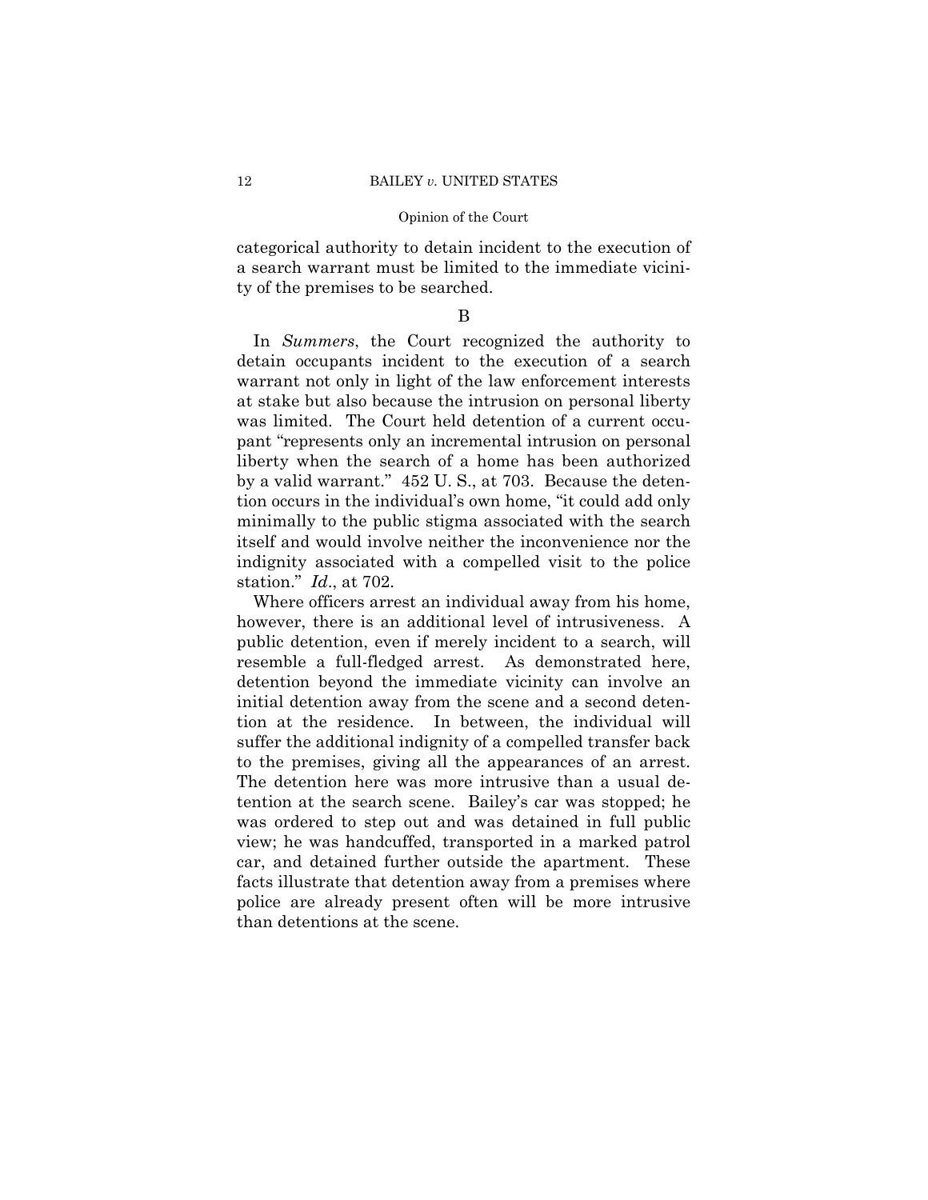categorical authority to detain incident to the execution of a search warrant must be limited to the immediate vicinity of the premises to be searched.

B

In *Summers*, the Court recognized the authority to detain occupants incident to the execution of a search warrant not only in light of the law enforcement interests at stake but also because the intrusion on personal liberty was limited. The Court held detention of a current occupant "represents only an incremental intrusion on personal liberty when the search of a home has been authorized by a valid warrant." 452 U. S., at 703. Because the detention occurs in the individual's own home, "it could add only minimally to the public stigma associated with the search itself and would involve neither the inconvenience nor the indignity associated with a compelled visit to the police station." *Id*., at 702.

Where officers arrest an individual away from his home, however, there is an additional level of intrusiveness. A public detention, even if merely incident to a search, will resemble a full-fledged arrest. As demonstrated here, detention beyond the immediate vicinity can involve an initial detention away from the scene and a second detention at the residence. In between, the individual will suffer the additional indignity of a compelled transfer back to the premises, giving all the appearances of an arrest. The detention here was more intrusive than a usual detention at the search scene. Bailey's car was stopped; he was ordered to step out and was detained in full public view; he was handcuffed, transported in a marked patrol car, and detained further outside the apartment. These facts illustrate that detention away from a premises where police are already present often will be more intrusive than detentions at the scene.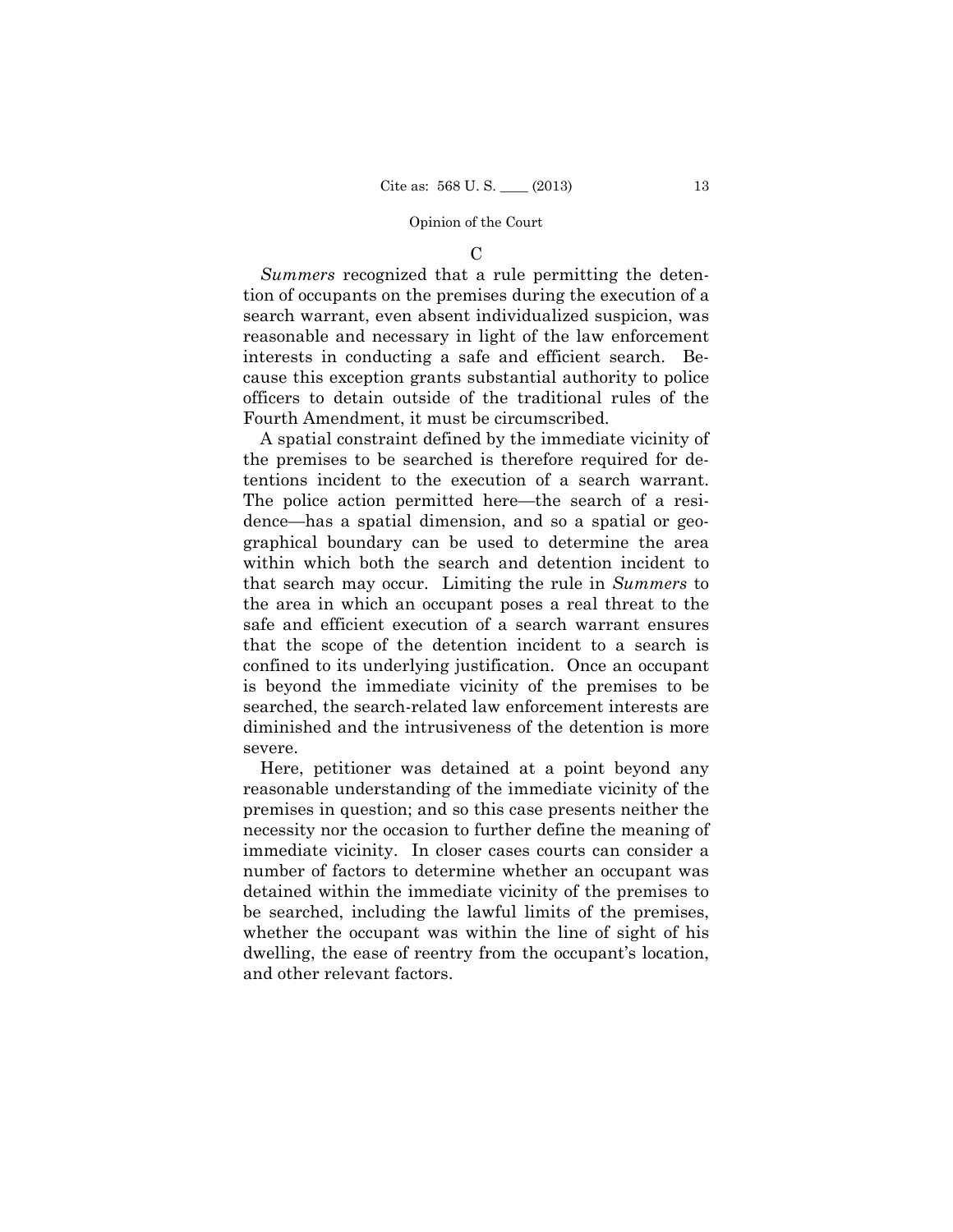### C

*Summers* recognized that a rule permitting the detention of occupants on the premises during the execution of a search warrant, even absent individualized suspicion, was reasonable and necessary in light of the law enforcement interests in conducting a safe and efficient search. Because this exception grants substantial authority to police officers to detain outside of the traditional rules of the Fourth Amendment, it must be circumscribed.

A spatial constraint defined by the immediate vicinity of the premises to be searched is therefore required for detentions incident to the execution of a search warrant. The police action permitted here—the search of a residence—has a spatial dimension, and so a spatial or geographical boundary can be used to determine the area within which both the search and detention incident to that search may occur. Limiting the rule in *Summers* to the area in which an occupant poses a real threat to the safe and efficient execution of a search warrant ensures that the scope of the detention incident to a search is confined to its underlying justification. Once an occupant is beyond the immediate vicinity of the premises to be searched, the search-related law enforcement interests are diminished and the intrusiveness of the detention is more severe.

Here, petitioner was detained at a point beyond any reasonable understanding of the immediate vicinity of the premises in question; and so this case presents neither the necessity nor the occasion to further define the meaning of immediate vicinity. In closer cases courts can consider a number of factors to determine whether an occupant was detained within the immediate vicinity of the premises to be searched, including the lawful limits of the premises, whether the occupant was within the line of sight of his dwelling, the ease of reentry from the occupant's location, and other relevant factors.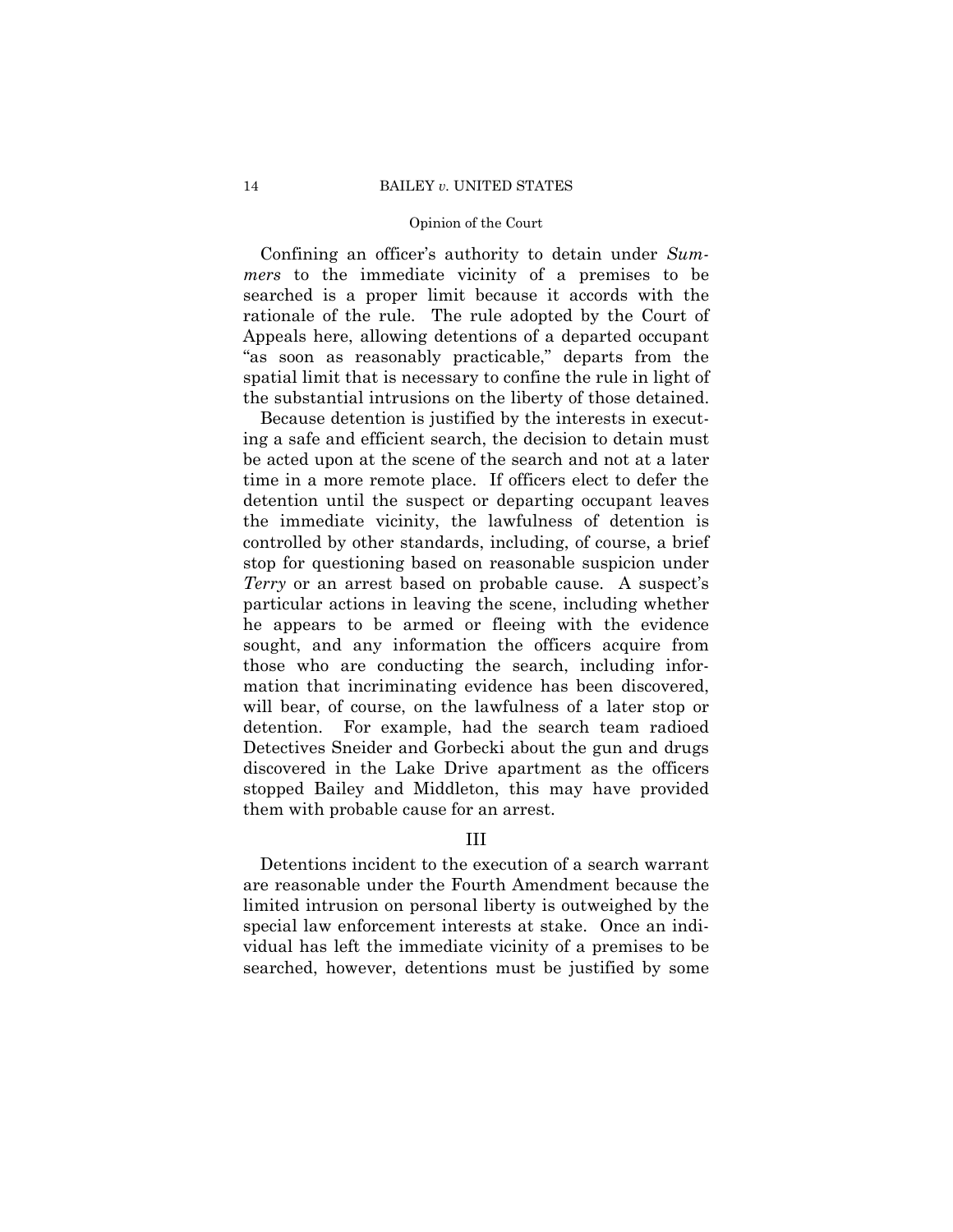Confining an officer's authority to detain under *Summers* to the immediate vicinity of a premises to be searched is a proper limit because it accords with the rationale of the rule. The rule adopted by the Court of Appeals here, allowing detentions of a departed occupant "as soon as reasonably practicable," departs from the spatial limit that is necessary to confine the rule in light of the substantial intrusions on the liberty of those detained.

Because detention is justified by the interests in executing a safe and efficient search, the decision to detain must be acted upon at the scene of the search and not at a later time in a more remote place. If officers elect to defer the detention until the suspect or departing occupant leaves the immediate vicinity, the lawfulness of detention is controlled by other standards, including, of course, a brief stop for questioning based on reasonable suspicion under *Terry* or an arrest based on probable cause. A suspect's particular actions in leaving the scene, including whether he appears to be armed or fleeing with the evidence sought, and any information the officers acquire from those who are conducting the search, including information that incriminating evidence has been discovered, will bear, of course, on the lawfulness of a later stop or detention. For example, had the search team radioed Detectives Sneider and Gorbecki about the gun and drugs discovered in the Lake Drive apartment as the officers stopped Bailey and Middleton, this may have provided them with probable cause for an arrest.

## III

Detentions incident to the execution of a search warrant are reasonable under the Fourth Amendment because the limited intrusion on personal liberty is outweighed by the special law enforcement interests at stake. Once an individual has left the immediate vicinity of a premises to be searched, however, detentions must be justified by some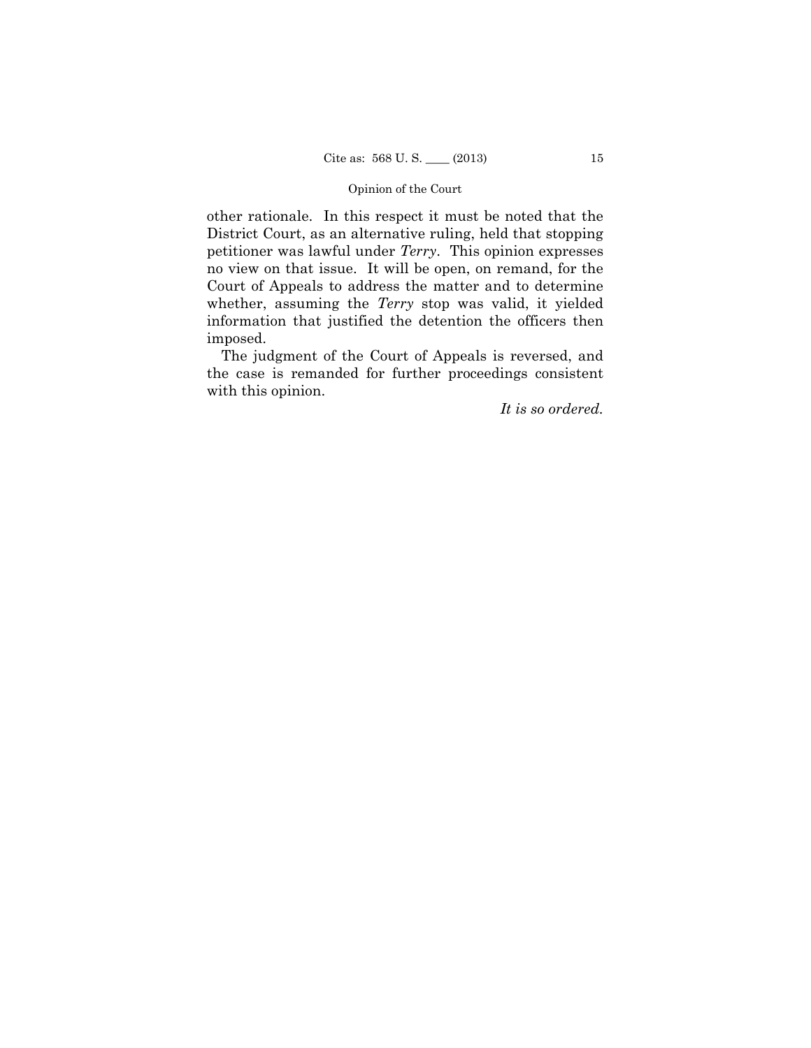other rationale. In this respect it must be noted that the District Court, as an alternative ruling, held that stopping petitioner was lawful under *Terry*. This opinion expresses no view on that issue. It will be open, on remand, for the Court of Appeals to address the matter and to determine whether, assuming the *Terry* stop was valid, it yielded information that justified the detention the officers then imposed.

The judgment of the Court of Appeals is reversed, and the case is remanded for further proceedings consistent with this opinion.

*It is so ordered.*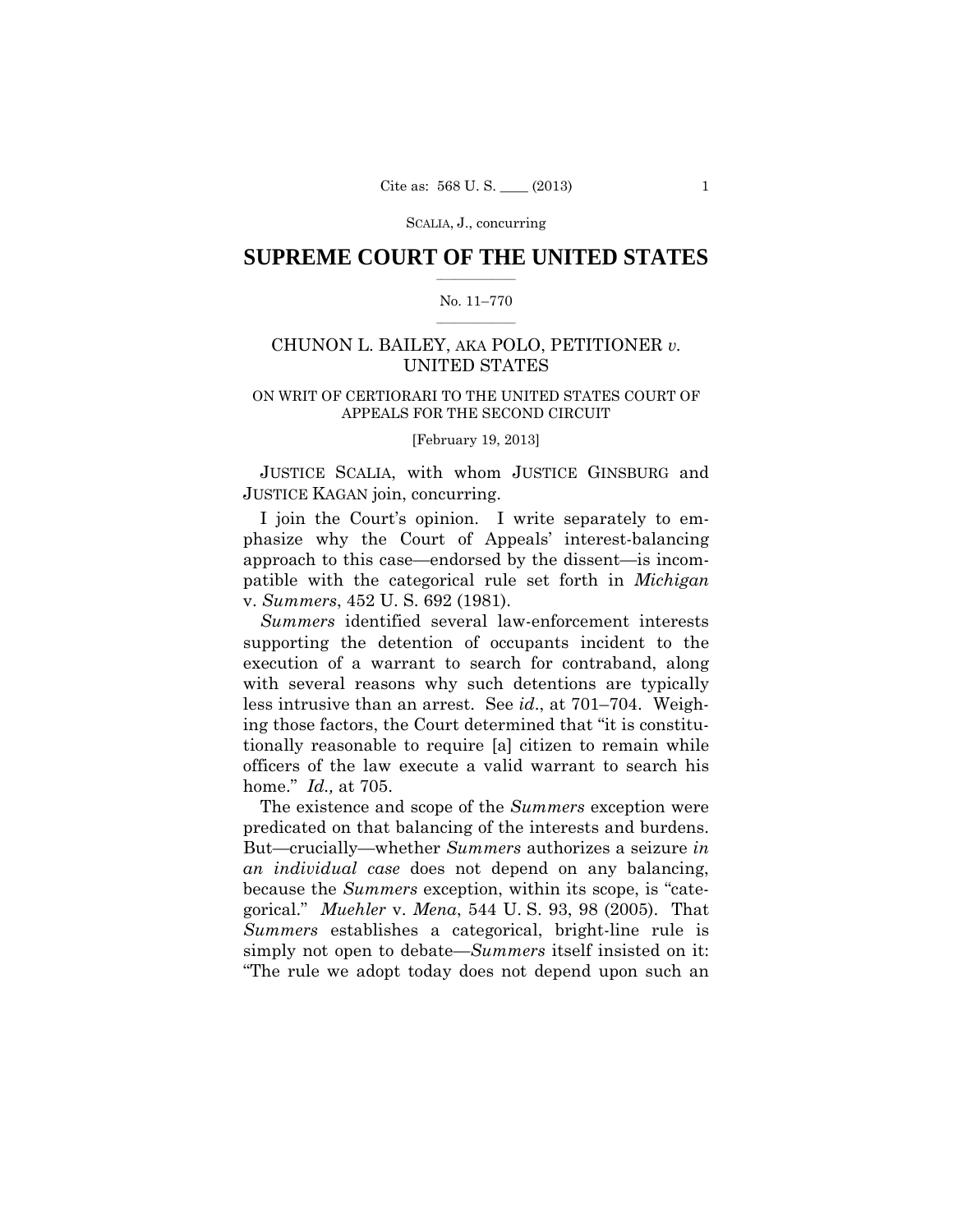# SUPREME COURT OF THE UNITED STATES

No. 11–770

CHUNON L. BAILEY, AKA POLO, PETITIONER *v.* UNITED STATES

ON WRIT OF CERTIORARI TO THE UNITED STATES COURT OF APPEALS FOR THE SECOND CIRCUIT

[February 19, 2013]

JUSTICE SCALIA, with whom JUSTICE GINSBURG and JUSTICE KAGAN join, concurring.

I join the Court's opinion. I write separately to emphasize why the Court of Appeals' interest-balancing approach to this case—endorsed by the dissent—is incompatible with the categorical rule set forth in *Michigan* v. *Summers*, 452 U. S. 692 (1981).

*Summers* identified several law-enforcement interests supporting the detention of occupants incident to the execution of a warrant to search for contraband, along with several reasons why such detentions are typically less intrusive than an arrest. See *id*., at 701–704. Weighing those factors, the Court determined that "it is constitutionally reasonable to require [a] citizen to remain while officers of the law execute a valid warrant to search his home." *Id.,* at 705.

The existence and scope of the *Summers* exception were predicated on that balancing of the interests and burdens. But—crucially—whether *Summers* authorizes a seizure *in an individual case* does not depend on any balancing, because the *Summers* exception, within its scope, is "categorical." *Muehler* v. *Mena*, 544 U. S. 93, 98 (2005). That *Summers* establishes a categorical, bright-line rule is simply not open to debate—*Summers* itself insisted on it: "The rule we adopt today does not depend upon such an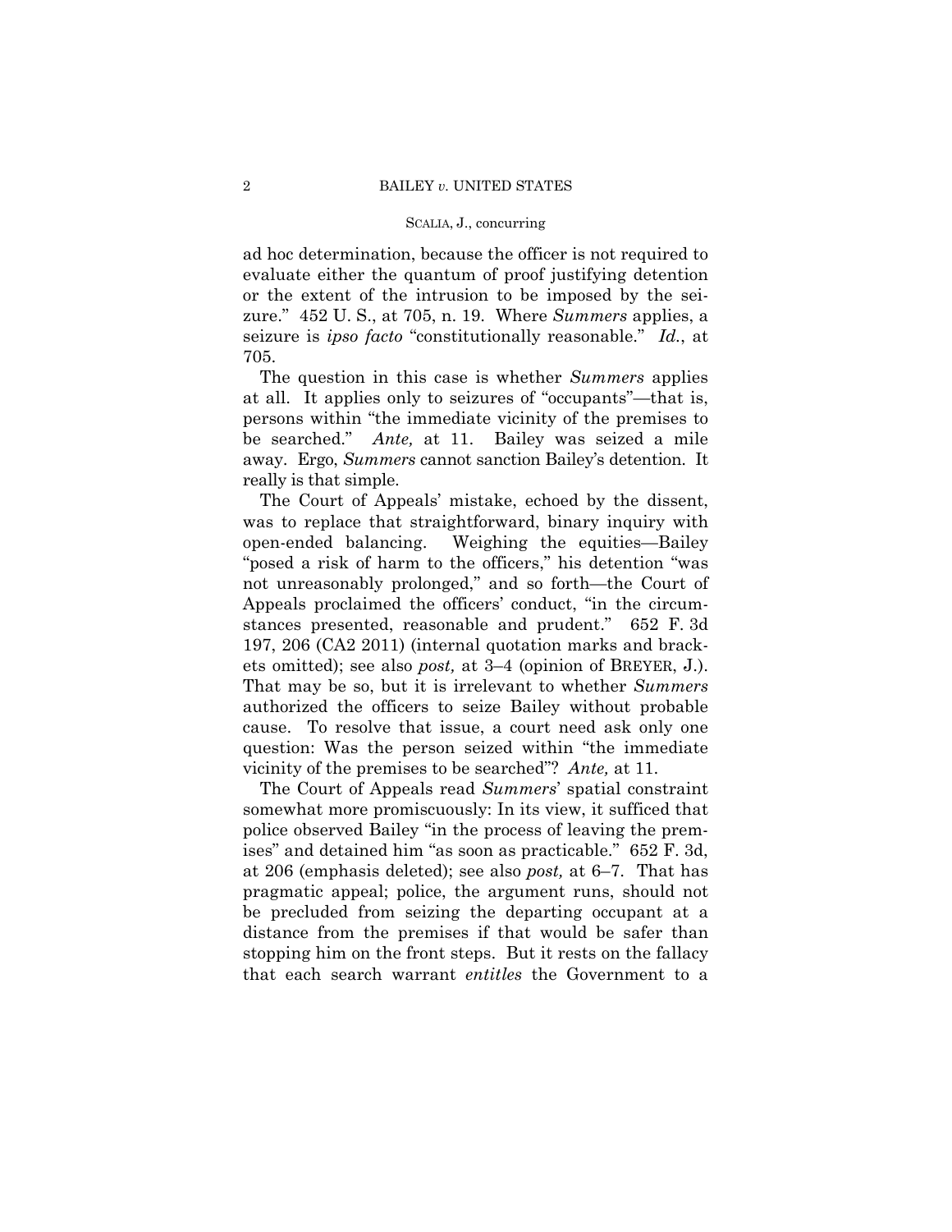ad hoc determination, because the officer is not required to evaluate either the quantum of proof justifying detention or the extent of the intrusion to be imposed by the seizure." 452 U. S., at 705, n. 19. Where *Summers* applies, a seizure is *ipso facto* "constitutionally reasonable." *Id.*, at 705.

The question in this case is whether *Summers* applies at all. It applies only to seizures of "occupants"—that is, persons within "the immediate vicinity of the premises to be searched." *Ante,* at 11. Bailey was seized a mile away. Ergo, *Summers* cannot sanction Bailey's detention. It really is that simple.

The Court of Appeals' mistake, echoed by the dissent, was to replace that straightforward, binary inquiry with open-ended balancing. Weighing the equities—Bailey "posed a risk of harm to the officers," his detention "was not unreasonably prolonged," and so forth—the Court of Appeals proclaimed the officers' conduct, "in the circumstances presented, reasonable and prudent." 652 F. 3d 197, 206 (CA2 2011) (internal quotation marks and brackets omitted); see also *post,* at 3–4 (opinion of BREYER, J.). That may be so, but it is irrelevant to whether *Summers* authorized the officers to seize Bailey without probable cause. To resolve that issue, a court need ask only one question: Was the person seized within "the immediate vicinity of the premises to be searched"? *Ante,* at 11.

The Court of Appeals read *Summers*' spatial constraint somewhat more promiscuously: In its view, it sufficed that police observed Bailey "in the process of leaving the premises" and detained him "as soon as practicable." 652 F. 3d, at 206 (emphasis deleted); see also *post,* at 6–7. That has pragmatic appeal; police, the argument runs, should not be precluded from seizing the departing occupant at a distance from the premises if that would be safer than stopping him on the front steps. But it rests on the fallacy that each search warrant *entitles* the Government to a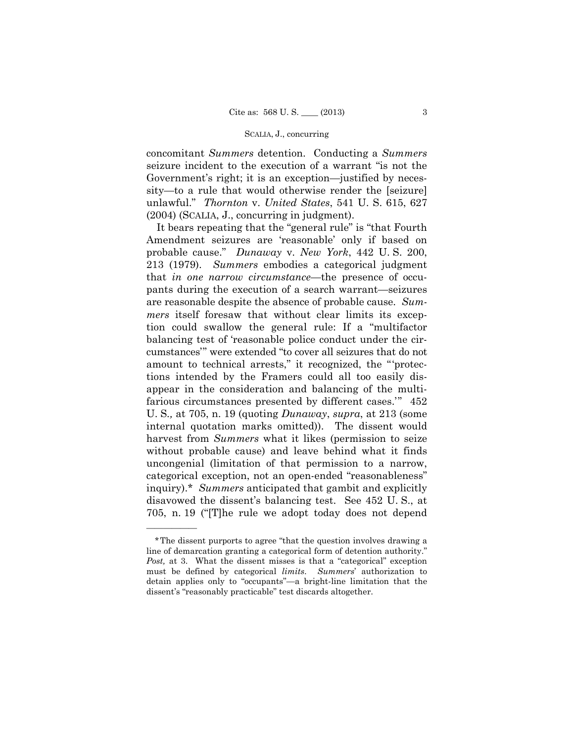concomitant *Summers* detention. Conducting a *Summers* seizure incident to the execution of a warrant "is not the Government's right; it is an exception—justified by necessity—to a rule that would otherwise render the [seizure] unlawful." *Thornton* v. *United States*, 541 U. S. 615, 627 (2004) (SCALIA, J., concurring in judgment).

It bears repeating that the "general rule" is "that Fourth Amendment seizures are 'reasonable' only if based on probable cause." *Dunaway* v. *New York*, 442 U. S. 200, 213 (1979). *Summers* embodies a categorical judgment that *in one narrow circumstance*—the presence of occupants during the execution of a search warrant—seizures are reasonable despite the absence of probable cause. *Summers* itself foresaw that without clear limits its exception could swallow the general rule: If a "multifactor balancing test of 'reasonable police conduct under the circumstances'" were extended "to cover all seizures that do not amount to technical arrests," it recognized, the "'protections intended by the Framers could all too easily disappear in the consideration and balancing of the multifarious circumstances presented by different cases.'" 452 U. S., at 705, n. 19 (quoting *Dunaway*, *supra*, at 213 (some internal quotation marks omitted)). The dissent would harvest from *Summers* what it likes (permission to seize without probable cause) and leave behind what it finds uncongenial (limitation of that permission to a narrow, categorical exception, not an open-ended "reasonableness" inquiry).* *Summers* anticipated that gambit and explicitly disavowed the dissent's balancing test. See 452 U. S., at 705, n. 19 ("[T]he rule we adopt today does not depend

---

*The dissent purports to agree "that the question involves drawing a line of demarcation granting a categorical form of detention authority." *Post,* at 3. What the dissent misses is that a "categorical" exception must be defined by categorical *limits*. *Summers*' authorization to detain applies only to "occupants"—a bright-line limitation that the dissent's "reasonably practicable" test discards altogether.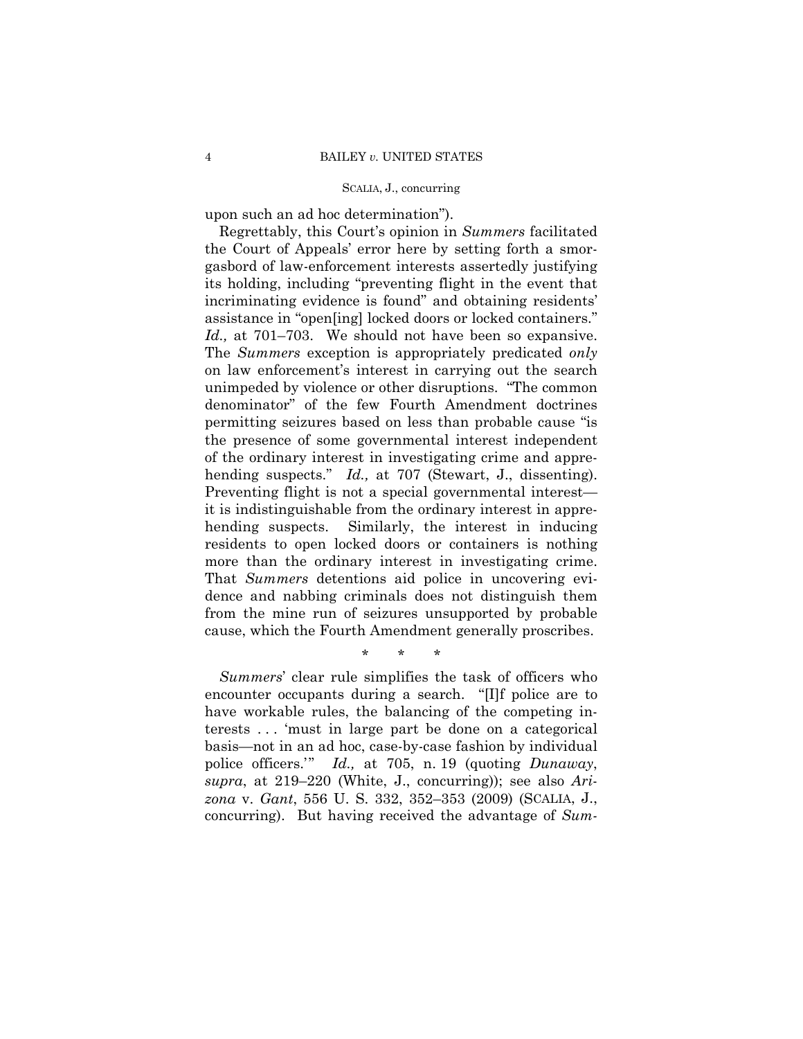upon such an ad hoc determination").

Regrettably, this Court's opinion in *Summers* facilitated the Court of Appeals' error here by setting forth a smorgasbord of law-enforcement interests assertedly justifying its holding, including "preventing flight in the event that incriminating evidence is found" and obtaining residents' assistance in "open[ing] locked doors or locked containers." *Id.,* at 701–703. We should not have been so expansive. The *Summers* exception is appropriately predicated *only* on law enforcement's interest in carrying out the search unimpeded by violence or other disruptions. "The common denominator" of the few Fourth Amendment doctrines permitting seizures based on less than probable cause "is the presence of some governmental interest independent of the ordinary interest in investigating crime and apprehending suspects." *Id.,* at 707 (Stewart, J., dissenting). Preventing flight is not a special governmental interest—it is indistinguishable from the ordinary interest in apprehending suspects. Similarly, the interest in inducing residents to open locked doors or containers is nothing more than the ordinary interest in investigating crime. That *Summers* detentions aid police in uncovering evidence and nabbing criminals does not distinguish them from the mine run of seizures unsupported by probable cause, which the Fourth Amendment generally proscribes.

\* \* \*

*Summers*' clear rule simplifies the task of officers who encounter occupants during a search. "[I]f police are to have workable rules, the balancing of the competing interests . . . 'must in large part be done on a categorical basis—not in an ad hoc, case-by-case fashion by individual police officers.'" *Id.,* at 705, n. 19 (quoting *Dunaway*, *supra*, at 219–220 (White, J., concurring)); see also *Arizona* v. *Gant*, 556 U. S. 332, 352–353 (2009) (SCALIA, J., concurring). But having received the advantage of *Sum-*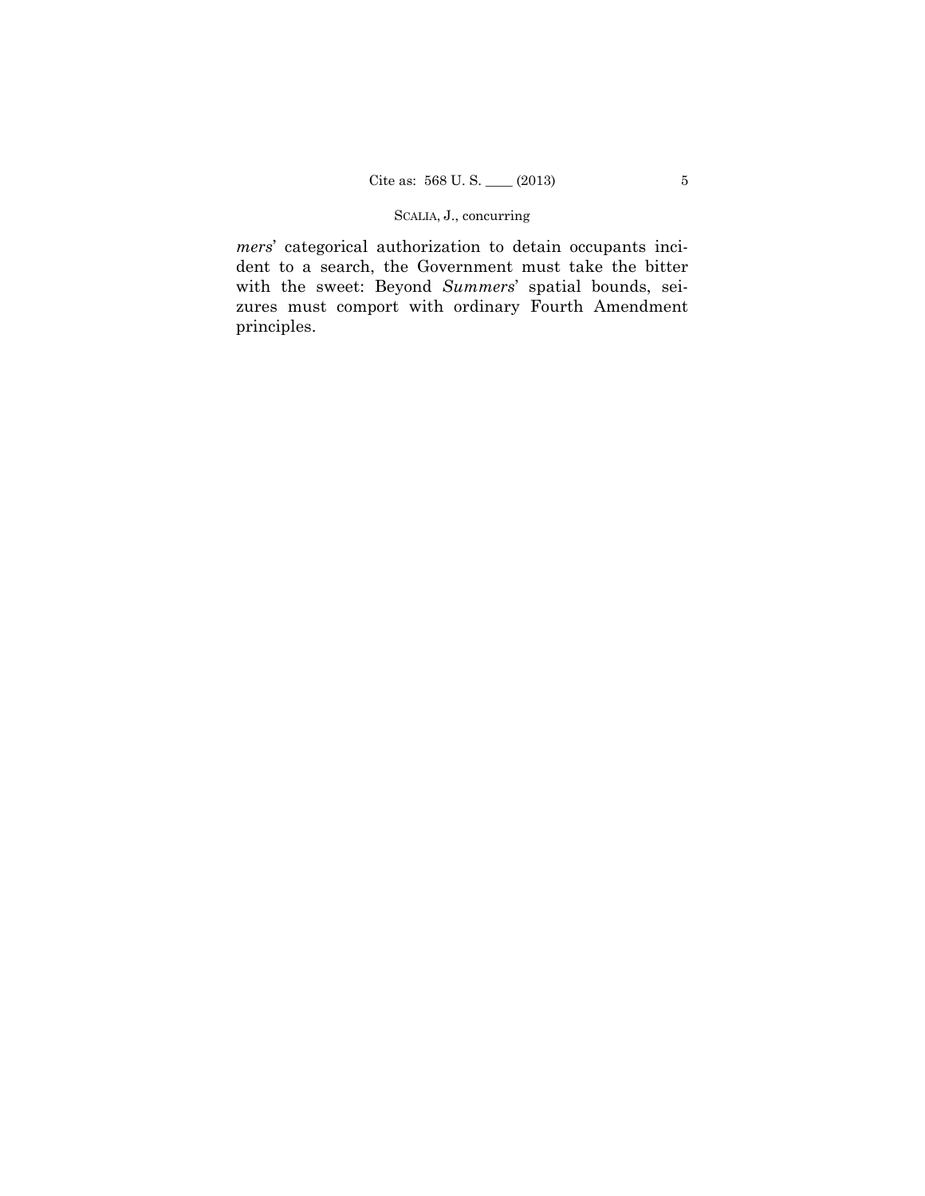*mers*' categorical authorization to detain occupants incident to a search, the Government must take the bitter with the sweet: Beyond *Summers*' spatial bounds, seizures must comport with ordinary Fourth Amendment principles.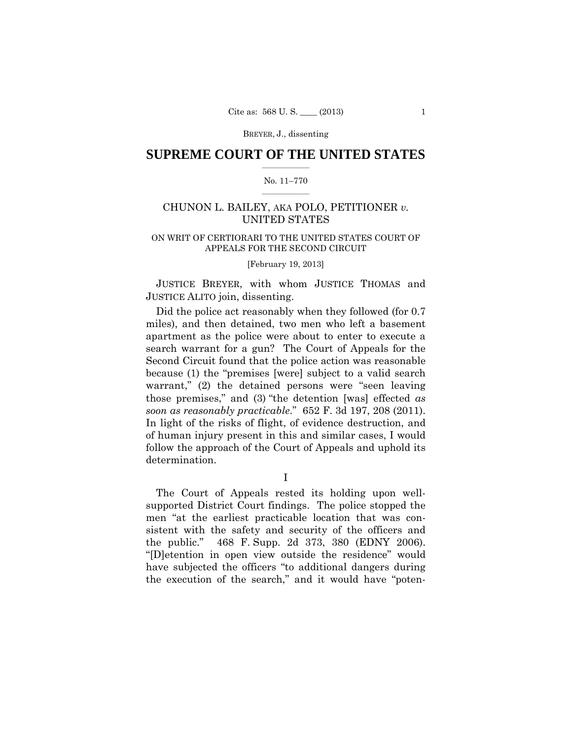# SUPREME COURT OF THE UNITED STATES

No. 11–770

CHUNON L. BAILEY, AKA POLO, PETITIONER *v.* UNITED STATES

ON WRIT OF CERTIORARI TO THE UNITED STATES COURT OF APPEALS FOR THE SECOND CIRCUIT

[February 19, 2013]

JUSTICE BREYER, with whom JUSTICE THOMAS and JUSTICE ALITO join, dissenting.

Did the police act reasonably when they followed (for 0.7 miles), and then detained, two men who left a basement apartment as the police were about to enter to execute a search warrant for a gun? The Court of Appeals for the Second Circuit found that the police action was reasonable because (1) the "premises [were] subject to a valid search warrant," (2) the detained persons were "seen leaving those premises," and (3) "the detention [was] effected *as soon as reasonably practicable*." 652 F. 3d 197, 208 (2011). In light of the risks of flight, of evidence destruction, and of human injury present in this and similar cases, I would follow the approach of the Court of Appeals and uphold its determination.

I

The Court of Appeals rested its holding upon well-supported District Court findings. The police stopped the men "at the earliest practicable location that was consistent with the safety and security of the officers and the public." 468 F. Supp. 2d 373, 380 (EDNY 2006). "[D]etention in open view outside the residence" would have subjected the officers "to additional dangers during the execution of the search," and it would have "poten-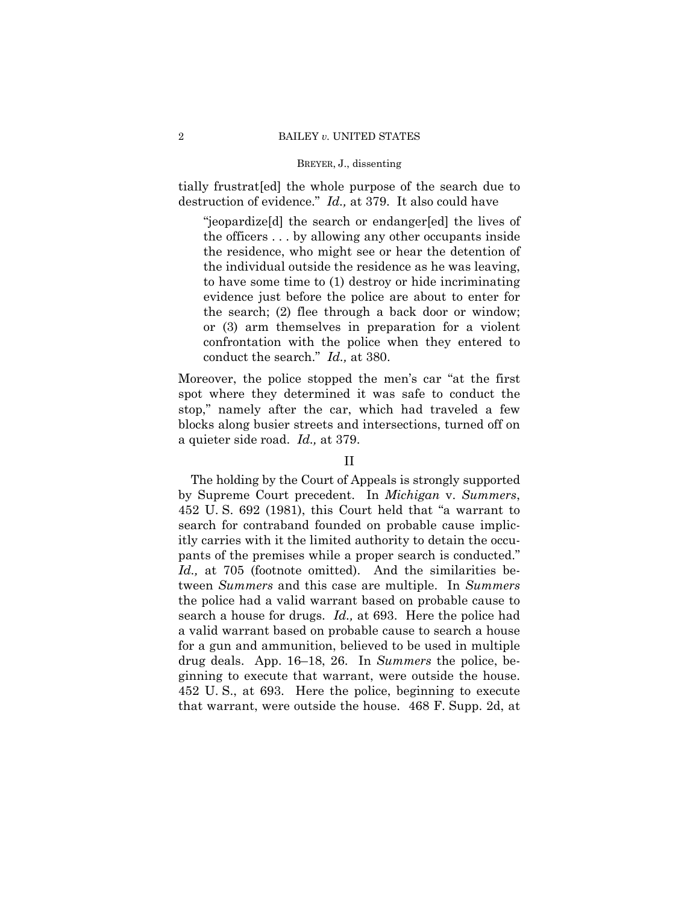tially frustrat[ed] the whole purpose of the search due to destruction of evidence." *Id.,* at 379. It also could have

> "jeopardize[d] the search or endanger[ed] the lives of the officers . . . by allowing any other occupants inside the residence, who might see or hear the detention of the individual outside the residence as he was leaving, to have some time to (1) destroy or hide incriminating evidence just before the police are about to enter for the search; (2) flee through a back door or window; or (3) arm themselves in preparation for a violent confrontation with the police when they entered to conduct the search." *Id.,* at 380.

Moreover, the police stopped the men's car "at the first spot where they determined it was safe to conduct the stop," namely after the car, which had traveled a few blocks along busier streets and intersections, turned off on a quieter side road. *Id.,* at 379.

## II

The holding by the Court of Appeals is strongly supported by Supreme Court precedent. In *Michigan* v. *Summers*, 452 U. S. 692 (1981), this Court held that "a warrant to search for contraband founded on probable cause implicitly carries with it the limited authority to detain the occupants of the premises while a proper search is conducted." *Id.,* at 705 (footnote omitted). And the similarities between *Summers* and this case are multiple. In *Summers* the police had a valid warrant based on probable cause to search a house for drugs. *Id.,* at 693. Here the police had a valid warrant based on probable cause to search a house for a gun and ammunition, believed to be used in multiple drug deals. App. 16–18, 26. In *Summers* the police, beginning to execute that warrant, were outside the house. 452 U. S., at 693. Here the police, beginning to execute that warrant, were outside the house. 468 F. Supp. 2d, at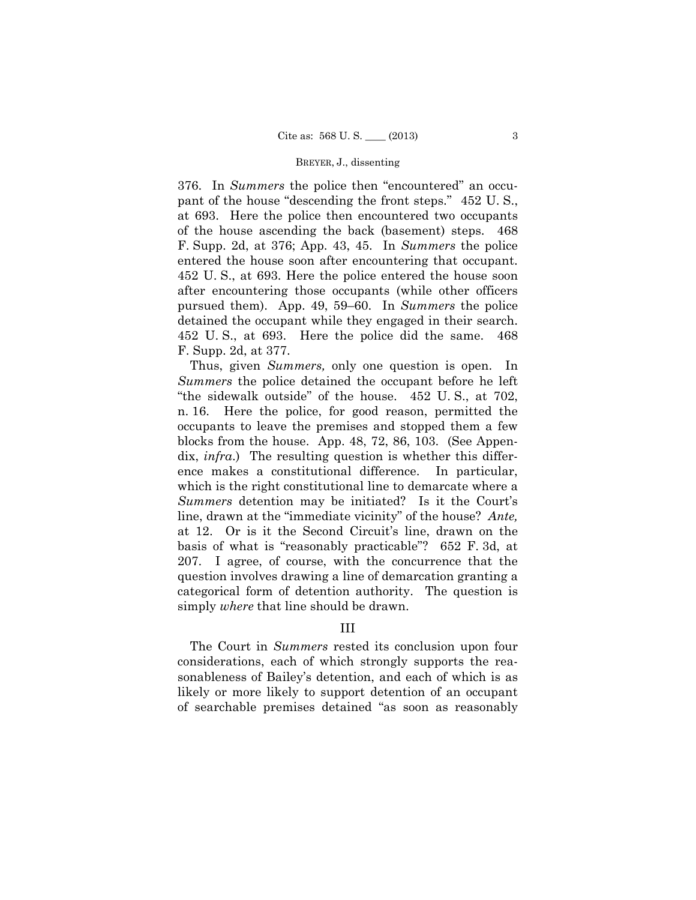376. In *Summers* the police then "encountered" an occupant of the house "descending the front steps." 452 U. S., at 693. Here the police then encountered two occupants of the house ascending the back (basement) steps. 468 F. Supp. 2d, at 376; App. 43, 45. In *Summers* the police entered the house soon after encountering that occupant. 452 U. S., at 693. Here the police entered the house soon after encountering those occupants (while other officers pursued them). App. 49, 59–60. In *Summers* the police detained the occupant while they engaged in their search. 452 U. S., at 693. Here the police did the same. 468 F. Supp. 2d, at 377.

Thus, given *Summers,* only one question is open. In *Summers* the police detained the occupant before he left "the sidewalk outside" of the house. 452 U. S., at 702, n. 16. Here the police, for good reason, permitted the occupants to leave the premises and stopped them a few blocks from the house. App. 48, 72, 86, 103. (See Appendix, *infra*.) The resulting question is whether this difference makes a constitutional difference. In particular, which is the right constitutional line to demarcate where a *Summers* detention may be initiated? Is it the Court's line, drawn at the "immediate vicinity" of the house? *Ante,* at 12. Or is it the Second Circuit's line, drawn on the basis of what is "reasonably practicable"? 652 F. 3d, at 207. I agree, of course, with the concurrence that the question involves drawing a line of demarcation granting a categorical form of detention authority. The question is simply *where* that line should be drawn.

## III

The Court in *Summers* rested its conclusion upon four considerations, each of which strongly supports the reasonableness of Bailey's detention, and each of which is as likely or more likely to support detention of an occupant of searchable premises detained "as soon as reasonably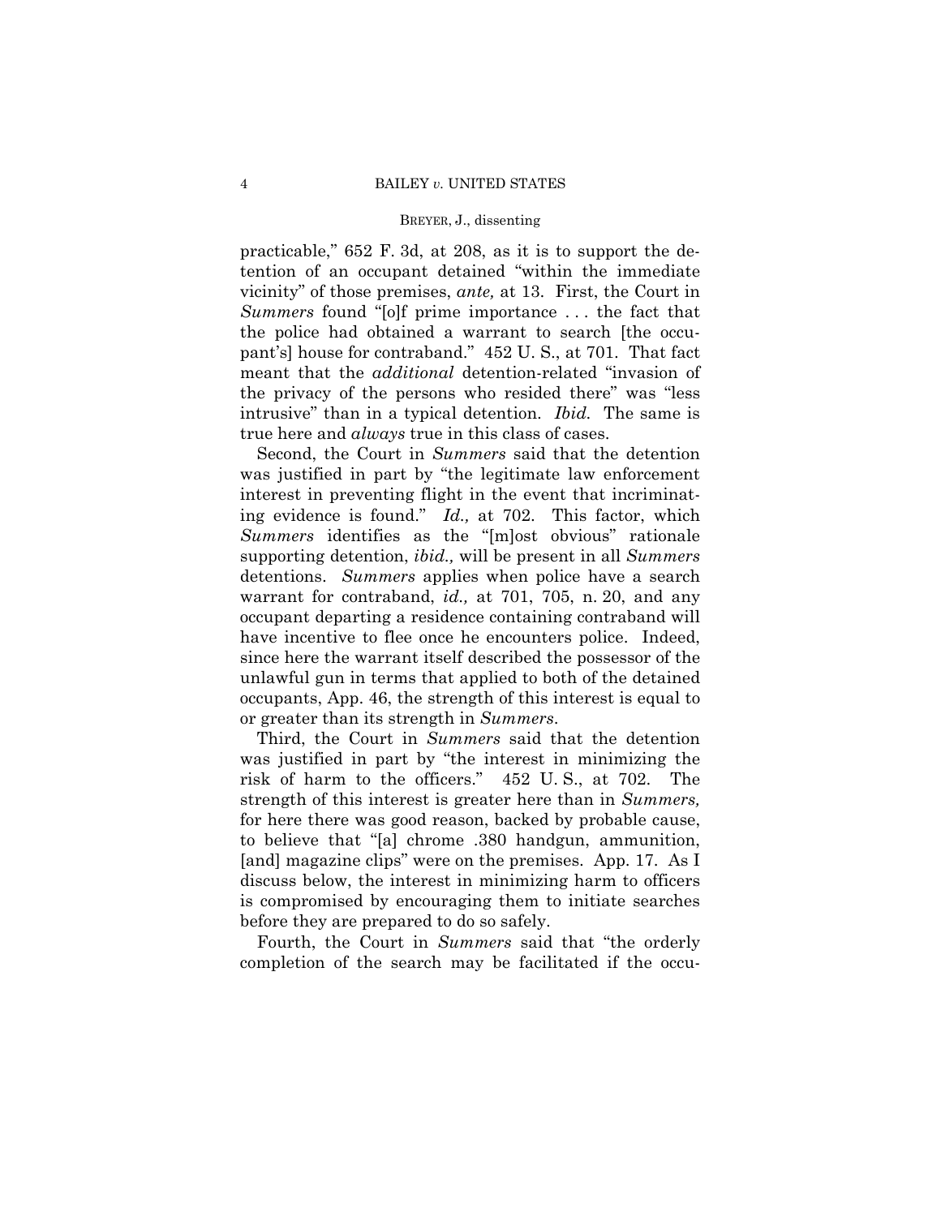practicable," 652 F. 3d, at 208, as it is to support the detention of an occupant detained "within the immediate vicinity" of those premises, *ante,* at 13. First, the Court in *Summers* found "[o]f prime importance . . . the fact that the police had obtained a warrant to search [the occupant's] house for contraband." 452 U. S., at 701. That fact meant that the *additional* detention-related "invasion of the privacy of the persons who resided there" was "less intrusive" than in a typical detention. *Ibid.* The same is true here and *always* true in this class of cases.

Second, the Court in *Summers* said that the detention was justified in part by "the legitimate law enforcement interest in preventing flight in the event that incriminating evidence is found." *Id.,* at 702. This factor, which *Summers* identifies as the "[m]ost obvious" rationale supporting detention, *ibid.,* will be present in all *Summers* detentions. *Summers* applies when police have a search warrant for contraband, *id.,* at 701, 705, n. 20, and any occupant departing a residence containing contraband will have incentive to flee once he encounters police. Indeed, since here the warrant itself described the possessor of the unlawful gun in terms that applied to both of the detained occupants, App. 46, the strength of this interest is equal to or greater than its strength in *Summers*.

Third, the Court in *Summers* said that the detention was justified in part by "the interest in minimizing the risk of harm to the officers." 452 U. S., at 702. The strength of this interest is greater here than in *Summers,* for here there was good reason, backed by probable cause, to believe that "[a] chrome .380 handgun, ammunition, [and] magazine clips" were on the premises. App. 17. As I discuss below, the interest in minimizing harm to officers is compromised by encouraging them to initiate searches before they are prepared to do so safely.

Fourth, the Court in *Summers* said that "the orderly completion of the search may be facilitated if the occu-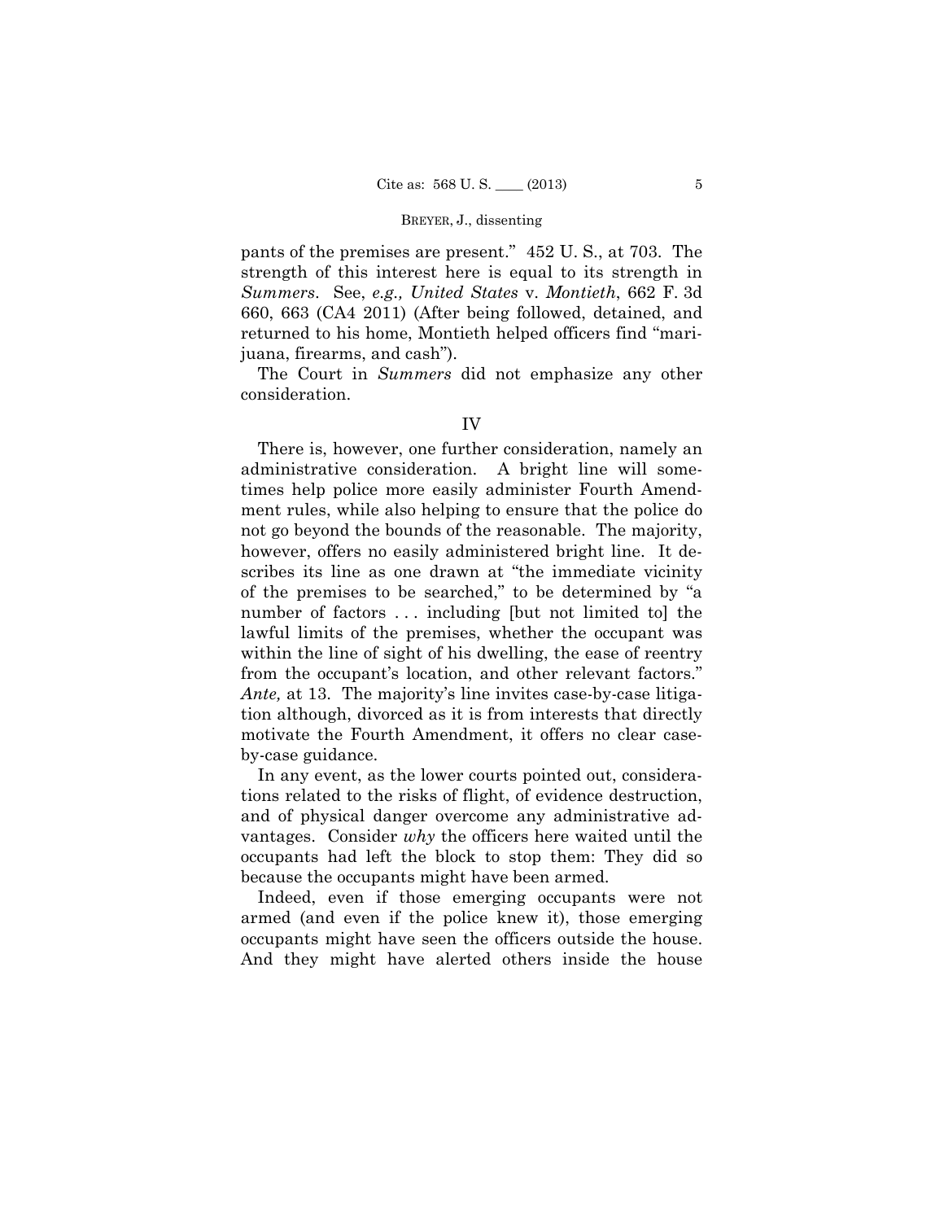pants of the premises are present." 452 U. S., at 703. The strength of this interest here is equal to its strength in *Summers*. See, *e.g., United States* v. *Montieth*, 662 F. 3d 660, 663 (CA4 2011) (After being followed, detained, and returned to his home, Montieth helped officers find "marijuana, firearms, and cash").

The Court in *Summers* did not emphasize any other consideration.

## IV

There is, however, one further consideration, namely an administrative consideration. A bright line will sometimes help police more easily administer Fourth Amendment rules, while also helping to ensure that the police do not go beyond the bounds of the reasonable. The majority, however, offers no easily administered bright line. It describes its line as one drawn at "the immediate vicinity of the premises to be searched," to be determined by "a number of factors . . . including [but not limited to] the lawful limits of the premises, whether the occupant was within the line of sight of his dwelling, the ease of reentry from the occupant's location, and other relevant factors." *Ante,* at 13. The majority's line invites case-by-case litigation although, divorced as it is from interests that directly motivate the Fourth Amendment, it offers no clear case-by-case guidance.

In any event, as the lower courts pointed out, considerations related to the risks of flight, of evidence destruction, and of physical danger overcome any administrative advantages. Consider *why* the officers here waited until the occupants had left the block to stop them: They did so because the occupants might have been armed.

Indeed, even if those emerging occupants were not armed (and even if the police knew it), those emerging occupants might have seen the officers outside the house. And they might have alerted others inside the house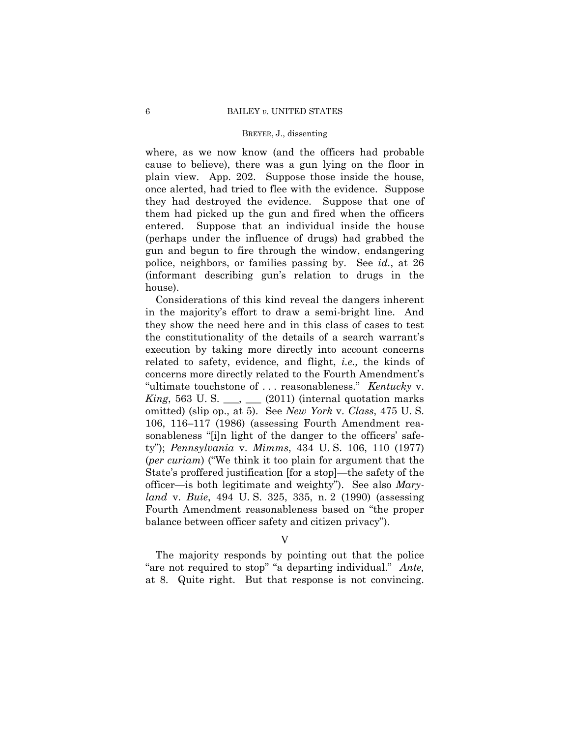where, as we now know (and the officers had probable cause to believe), there was a gun lying on the floor in plain view. App. 202. Suppose those inside the house, once alerted, had tried to flee with the evidence. Suppose they had destroyed the evidence. Suppose that one of them had picked up the gun and fired when the officers entered. Suppose that an individual inside the house (perhaps under the influence of drugs) had grabbed the gun and begun to fire through the window, endangering police, neighbors, or families passing by. See *id.*, at 26 (informant describing gun's relation to drugs in the house).

Considerations of this kind reveal the dangers inherent in the majority's effort to draw a semi-bright line. And they show the need here and in this class of cases to test the constitutionality of the details of a search warrant's execution by taking more directly into account concerns related to safety, evidence, and flight, *i.e.,* the kinds of concerns more directly related to the Fourth Amendment's "ultimate touchstone of . . . reasonableness." *Kentucky* v. *King*, 563 U. S. ___, ___ (2011) (internal quotation marks omitted) (slip op., at 5). See *New York* v. *Class*, 475 U. S. 106, 116–117 (1986) (assessing Fourth Amendment reasonableness "[i]n light of the danger to the officers' safety"); *Pennsylvania* v. *Mimms*, 434 U. S. 106, 110 (1977) (*per curiam*) ("We think it too plain for argument that the State's proffered justification [for a stop]—the safety of the officer—is both legitimate and weighty"). See also *Maryland* v. *Buie*, 494 U. S. 325, 335, n. 2 (1990) (assessing Fourth Amendment reasonableness based on "the proper balance between officer safety and citizen privacy").

## V

The majority responds by pointing out that the police "are not required to stop" "a departing individual." *Ante,* at 8. Quite right. But that response is not convincing.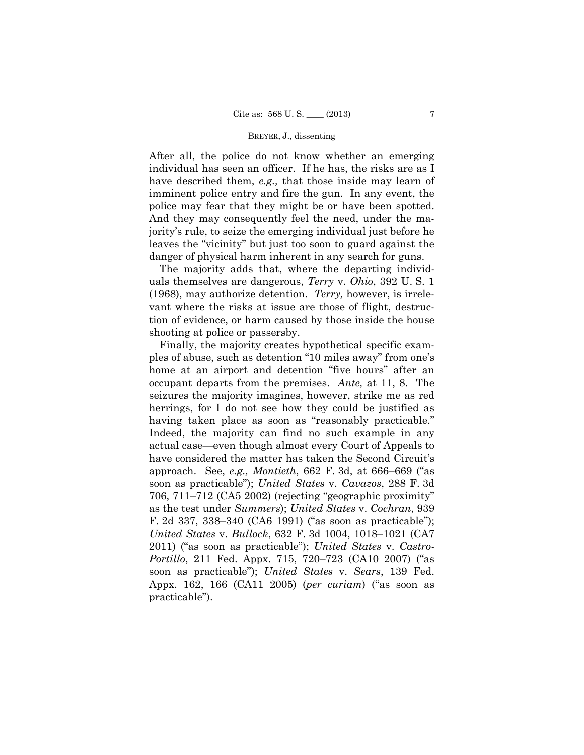After all, the police do not know whether an emerging individual has seen an officer. If he has, the risks are as I have described them, *e.g.,* that those inside may learn of imminent police entry and fire the gun. In any event, the police may fear that they might be or have been spotted. And they may consequently feel the need, under the majority's rule, to seize the emerging individual just before he leaves the "vicinity" but just too soon to guard against the danger of physical harm inherent in any search for guns.

The majority adds that, where the departing individuals themselves are dangerous, *Terry* v. *Ohio*, 392 U. S. 1 (1968), may authorize detention. *Terry,* however, is irrelevant where the risks at issue are those of flight, destruction of evidence, or harm caused by those inside the house shooting at police or passersby.

Finally, the majority creates hypothetical specific examples of abuse, such as detention "10 miles away" from one's home at an airport and detention "five hours" after an occupant departs from the premises. *Ante,* at 11, 8. The seizures the majority imagines, however, strike me as red herrings, for I do not see how they could be justified as having taken place as soon as "reasonably practicable." Indeed, the majority can find no such example in any actual case—even though almost every Court of Appeals to have considered the matter has taken the Second Circuit's approach. See, *e.g., Montieth*, 662 F. 3d, at 666–669 ("as soon as practicable"); *United States* v. *Cavazos*, 288 F. 3d 706, 711–712 (CA5 2002) (rejecting "geographic proximity" as the test under *Summers*); *United States* v. *Cochran*, 939 F. 2d 337, 338–340 (CA6 1991) ("as soon as practicable"); *United States* v. *Bullock*, 632 F. 3d 1004, 1018–1021 (CA7 2011) ("as soon as practicable"); *United States* v. *Castro-Portillo*, 211 Fed. Appx. 715, 720–723 (CA10 2007) ("as soon as practicable"); *United States* v. *Sears*, 139 Fed. Appx. 162, 166 (CA11 2005) (*per curiam*) ("as soon as practicable").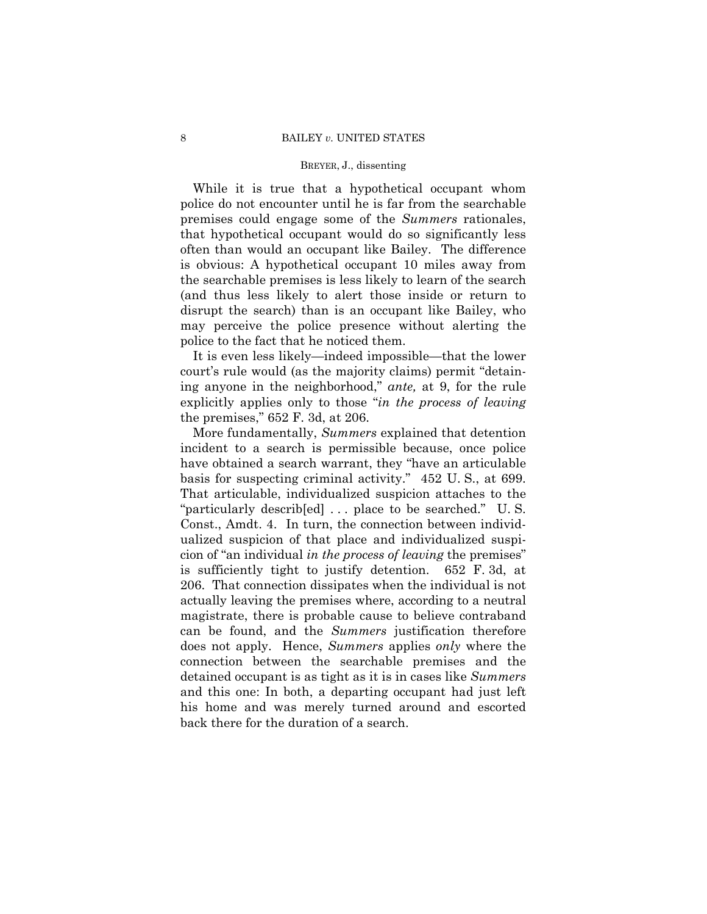While it is true that a hypothetical occupant whom police do not encounter until he is far from the searchable premises could engage some of the *Summers* rationales, that hypothetical occupant would do so significantly less often than would an occupant like Bailey. The difference is obvious: A hypothetical occupant 10 miles away from the searchable premises is less likely to learn of the search (and thus less likely to alert those inside or return to disrupt the search) than is an occupant like Bailey, who may perceive the police presence without alerting the police to the fact that he noticed them.

It is even less likely—indeed impossible—that the lower court's rule would (as the majority claims) permit "detaining anyone in the neighborhood," *ante,* at 9, for the rule explicitly applies only to those "*in the process of leaving* the premises," 652 F. 3d, at 206.

More fundamentally, *Summers* explained that detention incident to a search is permissible because, once police have obtained a search warrant, they "have an articulable basis for suspecting criminal activity." 452 U. S., at 699. That articulable, individualized suspicion attaches to the "particularly describ[ed] . . . place to be searched." U. S. Const., Amdt. 4. In turn, the connection between individualized suspicion of that place and individualized suspicion of "an individual *in the process of leaving* the premises" is sufficiently tight to justify detention. 652 F. 3d, at 206. That connection dissipates when the individual is not actually leaving the premises where, according to a neutral magistrate, there is probable cause to believe contraband can be found, and the *Summers* justification therefore does not apply. Hence, *Summers* applies *only* where the connection between the searchable premises and the detained occupant is as tight as it is in cases like *Summers* and this one: In both, a departing occupant had just left his home and was merely turned around and escorted back there for the duration of a search.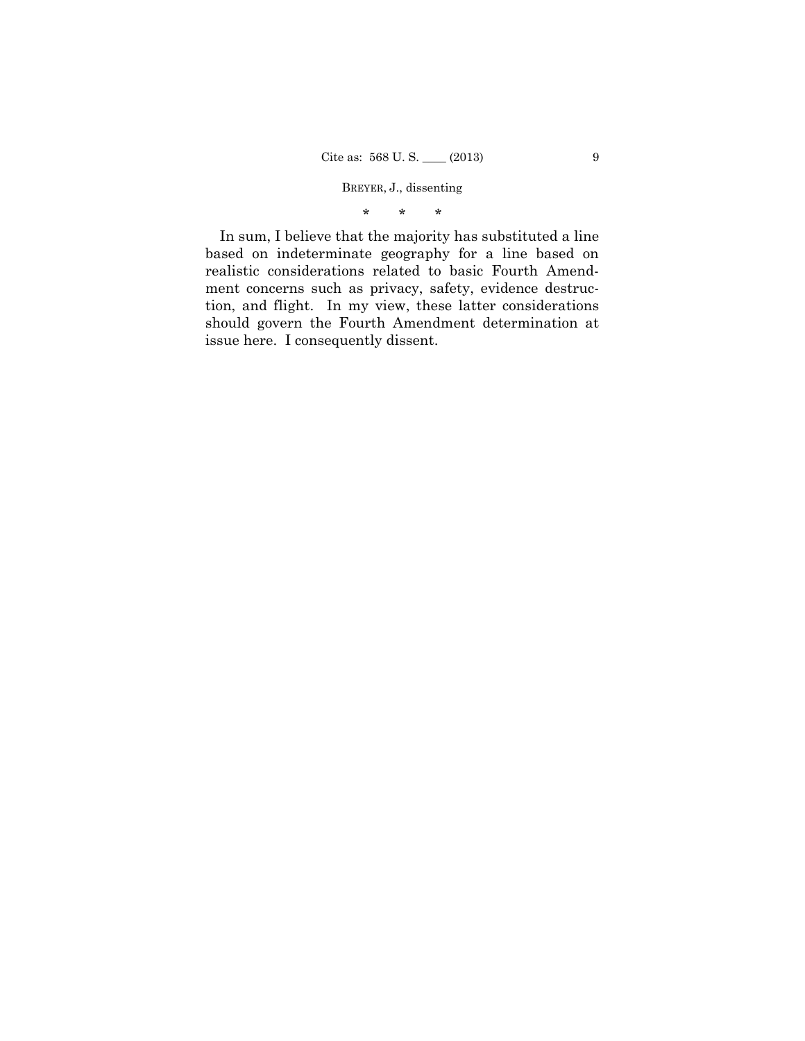\*      \*      \*

In sum, I believe that the majority has substituted a line based on indeterminate geography for a line based on realistic considerations related to basic Fourth Amendment concerns such as privacy, safety, evidence destruction, and flight. In my view, these latter considerations should govern the Fourth Amendment determination at issue here. I consequently dissent.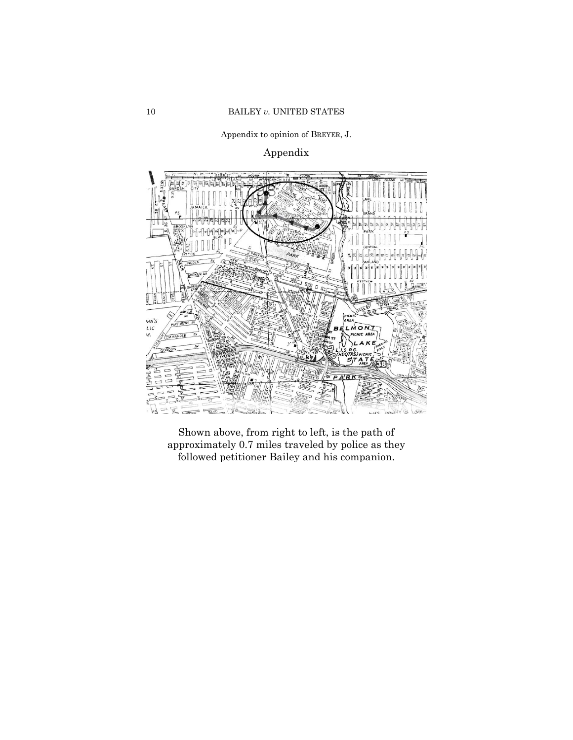Appendix to opinion of BREYER, J.

## Appendix

Shown above, from right to left, is the path of approximately 0.7 miles traveled by police as they followed petitioner Bailey and his companion.